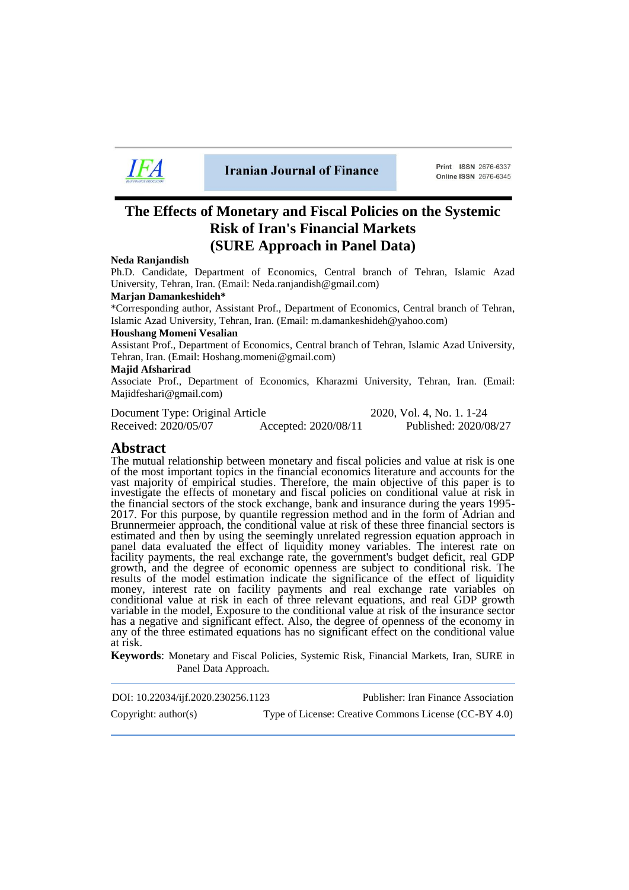Iranian Journal of Finance

Print ISSN 2676-6337
Online ISSN 2676-6345

# The Effects of Monetary and Fiscal Policies on the Systemic Risk of Iran's Financial Markets (SURE Approach in Panel Data)

**Neda Ranjandish**
Ph.D. Candidate, Department of Economics, Central branch of Tehran, Islamic Azad University, Tehran, Iran. (Email: Neda.ranjandish@gmail.com)

**Marjan Damankeshideh***
*Corresponding author, Assistant Prof., Department of Economics, Central branch of Tehran, Islamic Azad University, Tehran, Iran. (Email: m.damankeshideh@yahoo.com)

**Houshang Momeni Vesalian**
Assistant Prof., Department of Economics, Central branch of Tehran, Islamic Azad University, Tehran, Iran. (Email: Hoshang.momeni@gmail.com)

**Majid Afsharirad**
Associate Prof., Department of Economics, Kharazmi University, Tehran, Iran. (Email: Majidfeshari@gmail.com)

Document Type: Original Article — 2020, Vol. 4, No. 1. 1-24
Received: 2020/05/07 — Accepted: 2020/08/11 — Published: 2020/08/27

## Abstract

The mutual relationship between monetary and fiscal policies and value at risk is one of the most important topics in the financial economics literature and accounts for the vast majority of empirical studies. Therefore, the main objective of this paper is to investigate the effects of monetary and fiscal policies on conditional value at risk in the financial sectors of the stock exchange, bank and insurance during the years 1995-2017. For this purpose, by quantile regression method and in the form of Adrian and Brunnermeier approach, the conditional value at risk of these three financial sectors is estimated and then by using the seemingly unrelated regression equation approach in panel data evaluated the effect of liquidity money variables. The interest rate on facility payments, the real exchange rate, the government's budget deficit, real GDP growth, and the degree of economic openness are subject to conditional risk. The results of the model estimation indicate the significance of the effect of liquidity money, interest rate on facility payments and real exchange rate variables on conditional value at risk in each of three relevant equations, and real GDP growth variable in the model, Exposure to the conditional value at risk of the insurance sector has a negative and significant effect. Also, the degree of openness of the economy in any of the three estimated equations has no significant effect on the conditional value at risk.

**Keywords**: Monetary and Fiscal Policies, Systemic Risk, Financial Markets, Iran, SURE in Panel Data Approach.

DOI: 10.22034/ijf.2020.230256.1123 — Publisher: Iran Finance Association

Copyright: author(s) — Type of License: Creative Commons License (CC-BY 4.0)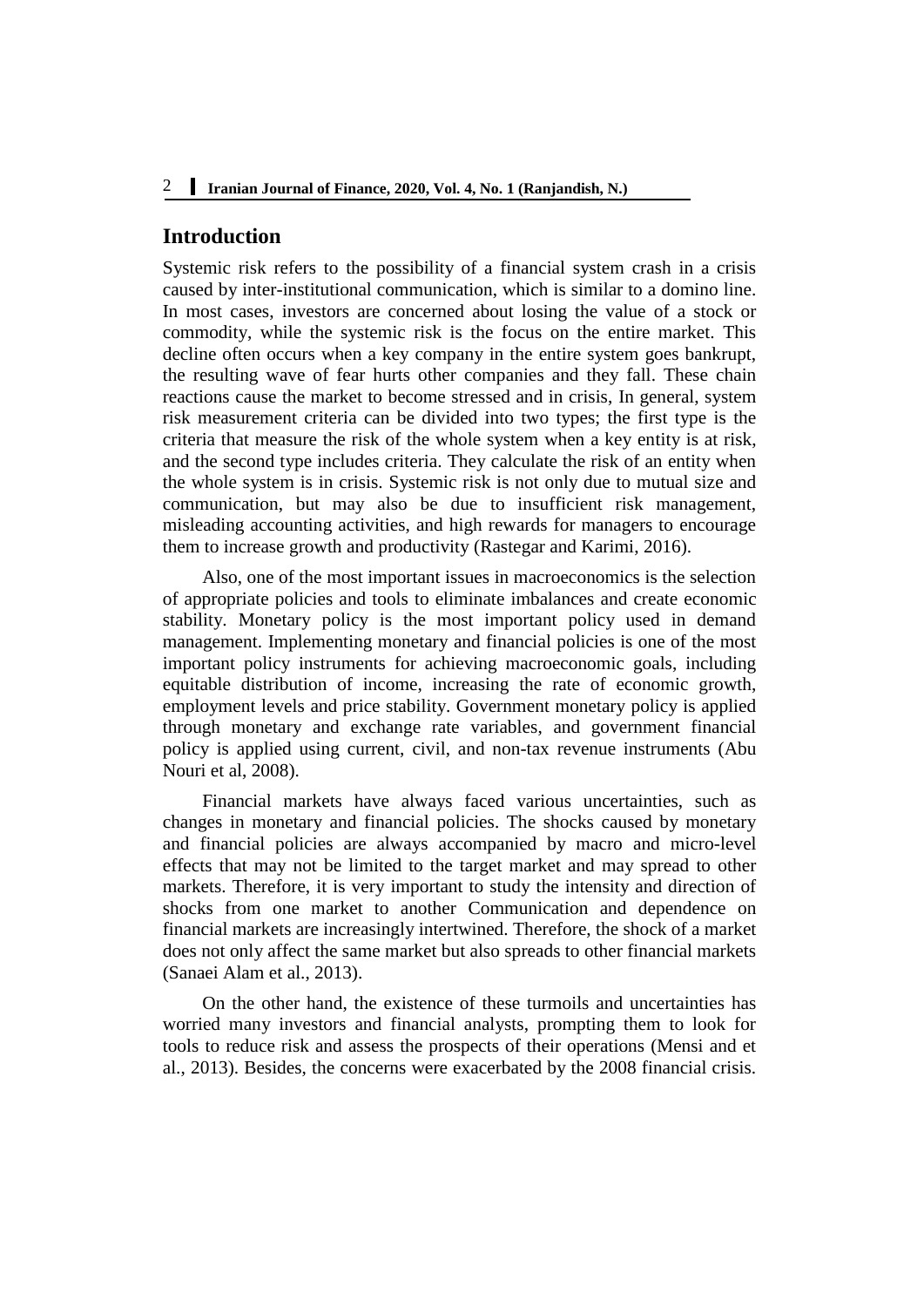## Introduction

Systemic risk refers to the possibility of a financial system crash in a crisis caused by inter-institutional communication, which is similar to a domino line. In most cases, investors are concerned about losing the value of a stock or commodity, while the systemic risk is the focus on the entire market. This decline often occurs when a key company in the entire system goes bankrupt, the resulting wave of fear hurts other companies and they fall. These chain reactions cause the market to become stressed and in crisis, In general, system risk measurement criteria can be divided into two types; the first type is the criteria that measure the risk of the whole system when a key entity is at risk, and the second type includes criteria. They calculate the risk of an entity when the whole system is in crisis. Systemic risk is not only due to mutual size and communication, but may also be due to insufficient risk management, misleading accounting activities, and high rewards for managers to encourage them to increase growth and productivity (Rastegar and Karimi, 2016).

Also, one of the most important issues in macroeconomics is the selection of appropriate policies and tools to eliminate imbalances and create economic stability. Monetary policy is the most important policy used in demand management. Implementing monetary and financial policies is one of the most important policy instruments for achieving macroeconomic goals, including equitable distribution of income, increasing the rate of economic growth, employment levels and price stability. Government monetary policy is applied through monetary and exchange rate variables, and government financial policy is applied using current, civil, and non-tax revenue instruments (Abu Nouri et al, 2008).

Financial markets have always faced various uncertainties, such as changes in monetary and financial policies. The shocks caused by monetary and financial policies are always accompanied by macro and micro-level effects that may not be limited to the target market and may spread to other markets. Therefore, it is very important to study the intensity and direction of shocks from one market to another Communication and dependence on financial markets are increasingly intertwined. Therefore, the shock of a market does not only affect the same market but also spreads to other financial markets (Sanaei Alam et al., 2013).

On the other hand, the existence of these turmoils and uncertainties has worried many investors and financial analysts, prompting them to look for tools to reduce risk and assess the prospects of their operations (Mensi and et al., 2013). Besides, the concerns were exacerbated by the 2008 financial crisis.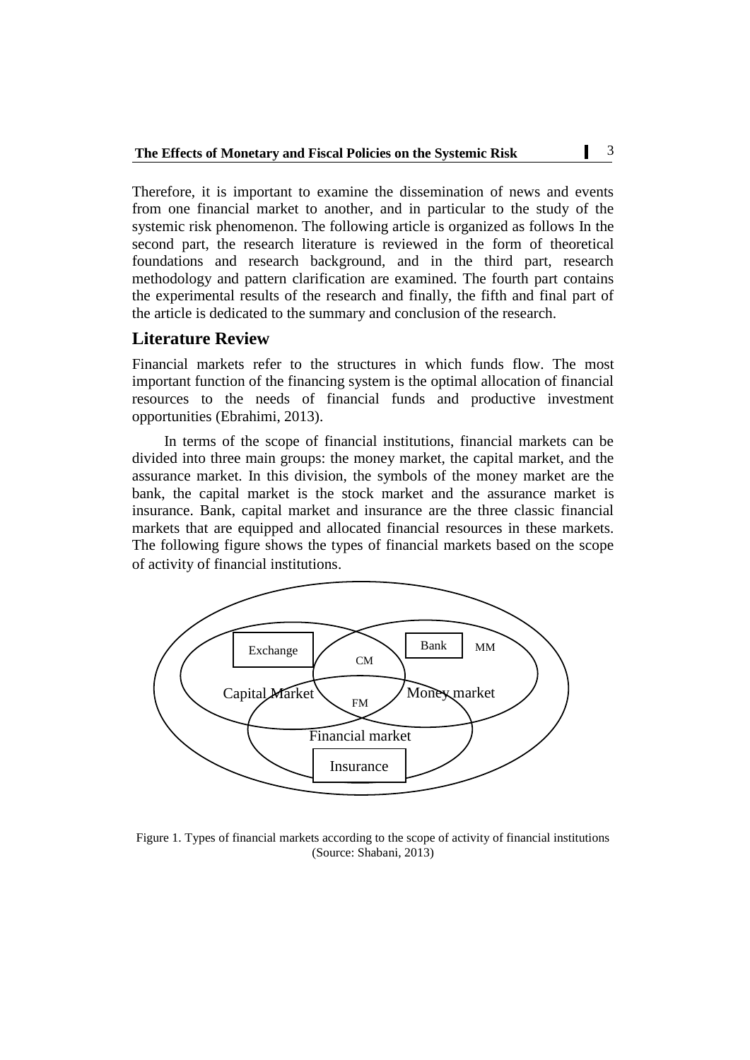Therefore, it is important to examine the dissemination of news and events from one financial market to another, and in particular to the study of the systemic risk phenomenon. The following article is organized as follows In the second part, the research literature is reviewed in the form of theoretical foundations and research background, and in the third part, research methodology and pattern clarification are examined. The fourth part contains the experimental results of the research and finally, the fifth and final part of the article is dedicated to the summary and conclusion of the research.

## Literature Review

Financial markets refer to the structures in which funds flow. The most important function of the financing system is the optimal allocation of financial resources to the needs of financial funds and productive investment opportunities (Ebrahimi, 2013).

In terms of the scope of financial institutions, financial markets can be divided into three main groups: the money market, the capital market, and the assurance market. In this division, the symbols of the money market are the bank, the capital market is the stock market and the assurance market is insurance. Bank, capital market and insurance are the three classic financial markets that are equipped and allocated financial resources in these markets. The following figure shows the types of financial markets based on the scope of activity of financial institutions.

Exchange | Bank | MM | CM | Capital Market | Money market | FM | Financial market | Insurance

Figure 1. Types of financial markets according to the scope of activity of financial institutions (Source: Shabani, 2013)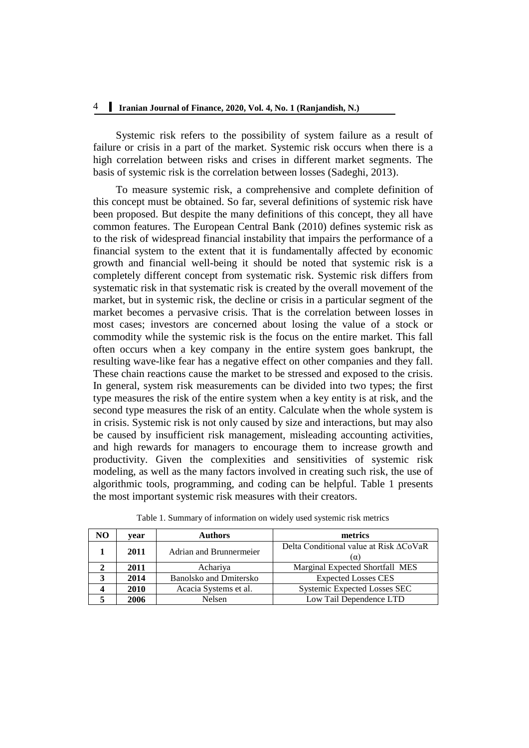Systemic risk refers to the possibility of system failure as a result of failure or crisis in a part of the market. Systemic risk occurs when there is a high correlation between risks and crises in different market segments. The basis of systemic risk is the correlation between losses (Sadeghi, 2013).

To measure systemic risk, a comprehensive and complete definition of this concept must be obtained. So far, several definitions of systemic risk have been proposed. But despite the many definitions of this concept, they all have common features. The European Central Bank (2010) defines systemic risk as to the risk of widespread financial instability that impairs the performance of a financial system to the extent that it is fundamentally affected by economic growth and financial well-being it should be noted that systemic risk is a completely different concept from systematic risk. Systemic risk differs from systematic risk in that systematic risk is created by the overall movement of the market, but in systemic risk, the decline or crisis in a particular segment of the market becomes a pervasive crisis. That is the correlation between losses in most cases; investors are concerned about losing the value of a stock or commodity while the systemic risk is the focus on the entire market. This fall often occurs when a key company in the entire system goes bankrupt, the resulting wave-like fear has a negative effect on other companies and they fall. These chain reactions cause the market to be stressed and exposed to the crisis. In general, system risk measurements can be divided into two types; the first type measures the risk of the entire system when a key entity is at risk, and the second type measures the risk of an entity. Calculate when the whole system is in crisis. Systemic risk is not only caused by size and interactions, but may also be caused by insufficient risk management, misleading accounting activities, and high rewards for managers to encourage them to increase growth and productivity. Given the complexities and sensitivities of systemic risk modeling, as well as the many factors involved in creating such risk, the use of algorithmic tools, programming, and coding can be helpful. Table 1 presents the most important systemic risk measures with their creators.

Table 1. Summary of information on widely used systemic risk metrics

| NO | year | Authors | metrics |
|---|---|---|---|
| **1** | **2011** | Adrian and Brunnermeier | Delta Conditional value at Risk ΔCoVaR (α) |
| **2** | **2011** | Achariya | Marginal Expected Shortfall MES |
| **3** | **2014** | Banolsko and Dmitersko | Expected Losses CES |
| **4** | **2010** | Acacia Systems et al. | Systemic Expected Losses SEC |
| **5** | **2006** | Nelsen | Low Tail Dependence LTD |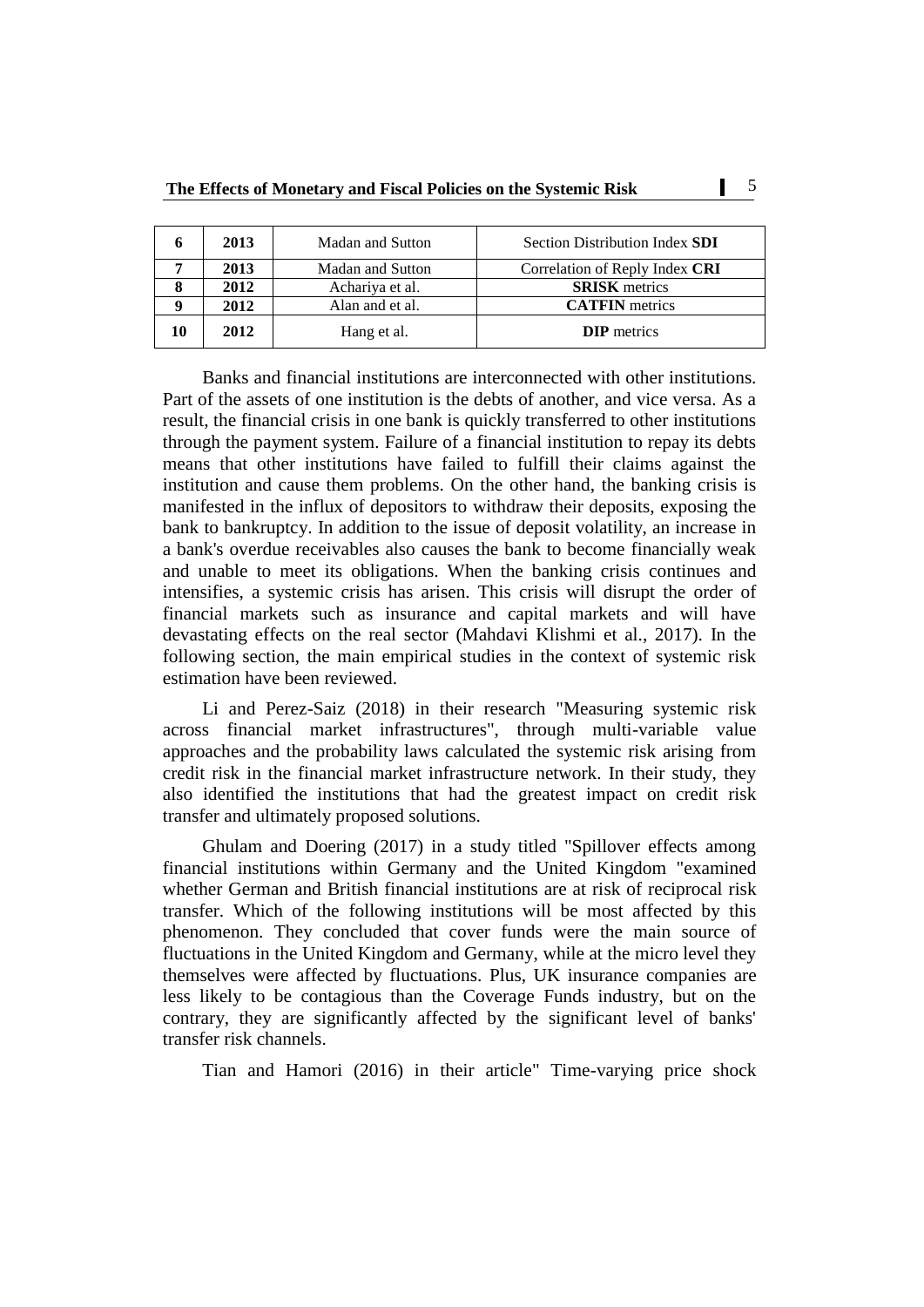| 6 | 2013 | Madan and Sutton | Section Distribution Index **SDI** |
|---|---|---|---|
| 7 | 2013 | Madan and Sutton | Correlation of Reply Index **CRI** |
| 8 | 2012 | Achariya et al. | **SRISK** metrics |
| 9 | 2012 | Alan and et al. | **CATFIN** metrics |
| 10 | 2012 | Hang et al. | **DIP** metrics |

Banks and financial institutions are interconnected with other institutions. Part of the assets of one institution is the debts of another, and vice versa. As a result, the financial crisis in one bank is quickly transferred to other institutions through the payment system. Failure of a financial institution to repay its debts means that other institutions have failed to fulfill their claims against the institution and cause them problems. On the other hand, the banking crisis is manifested in the influx of depositors to withdraw their deposits, exposing the bank to bankruptcy. In addition to the issue of deposit volatility, an increase in a bank's overdue receivables also causes the bank to become financially weak and unable to meet its obligations. When the banking crisis continues and intensifies, a systemic crisis has arisen. This crisis will disrupt the order of financial markets such as insurance and capital markets and will have devastating effects on the real sector (Mahdavi Klishmi et al., 2017). In the following section, the main empirical studies in the context of systemic risk estimation have been reviewed.

Li and Perez-Saiz (2018) in their research "Measuring systemic risk across financial market infrastructures", through multi-variable value approaches and the probability laws calculated the systemic risk arising from credit risk in the financial market infrastructure network. In their study, they also identified the institutions that had the greatest impact on credit risk transfer and ultimately proposed solutions.

Ghulam and Doering (2017) in a study titled "Spillover effects among financial institutions within Germany and the United Kingdom "examined whether German and British financial institutions are at risk of reciprocal risk transfer. Which of the following institutions will be most affected by this phenomenon. They concluded that cover funds were the main source of fluctuations in the United Kingdom and Germany, while at the micro level they themselves were affected by fluctuations. Plus, UK insurance companies are less likely to be contagious than the Coverage Funds industry, but on the contrary, they are significantly affected by the significant level of banks' transfer risk channels.

Tian and Hamori (2016) in their article" Time-varying price shock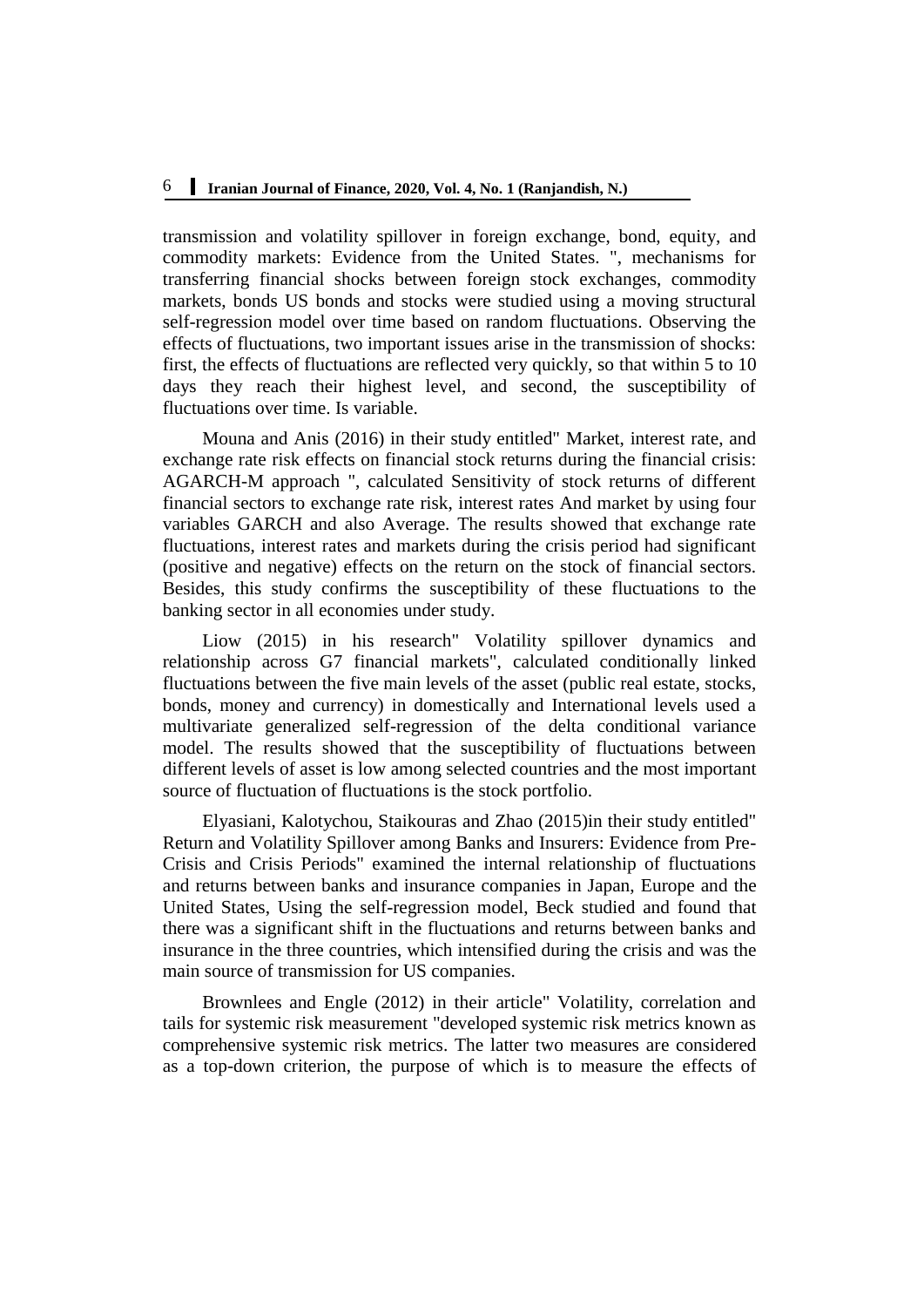transmission and volatility spillover in foreign exchange, bond, equity, and commodity markets: Evidence from the United States. ", mechanisms for transferring financial shocks between foreign stock exchanges, commodity markets, bonds US bonds and stocks were studied using a moving structural self-regression model over time based on random fluctuations. Observing the effects of fluctuations, two important issues arise in the transmission of shocks: first, the effects of fluctuations are reflected very quickly, so that within 5 to 10 days they reach their highest level, and second, the susceptibility of fluctuations over time. Is variable.

Mouna and Anis (2016) in their study entitled" Market, interest rate, and exchange rate risk effects on financial stock returns during the financial crisis: AGARCH-M approach ", calculated Sensitivity of stock returns of different financial sectors to exchange rate risk, interest rates And market by using four variables GARCH and also Average. The results showed that exchange rate fluctuations, interest rates and markets during the crisis period had significant (positive and negative) effects on the return on the stock of financial sectors. Besides, this study confirms the susceptibility of these fluctuations to the banking sector in all economies under study.

Liow (2015) in his research" Volatility spillover dynamics and relationship across G7 financial markets", calculated conditionally linked fluctuations between the five main levels of the asset (public real estate, stocks, bonds, money and currency) in domestically and International levels used a multivariate generalized self-regression of the delta conditional variance model. The results showed that the susceptibility of fluctuations between different levels of asset is low among selected countries and the most important source of fluctuation of fluctuations is the stock portfolio.

Elyasiani, Kalotychou, Staikouras and Zhao (2015)in their study entitled" Return and Volatility Spillover among Banks and Insurers: Evidence from Pre-Crisis and Crisis Periods" examined the internal relationship of fluctuations and returns between banks and insurance companies in Japan, Europe and the United States, Using the self-regression model, Beck studied and found that there was a significant shift in the fluctuations and returns between banks and insurance in the three countries, which intensified during the crisis and was the main source of transmission for US companies.

Brownlees and Engle (2012) in their article" Volatility, correlation and tails for systemic risk measurement "developed systemic risk metrics known as comprehensive systemic risk metrics. The latter two measures are considered as a top-down criterion, the purpose of which is to measure the effects of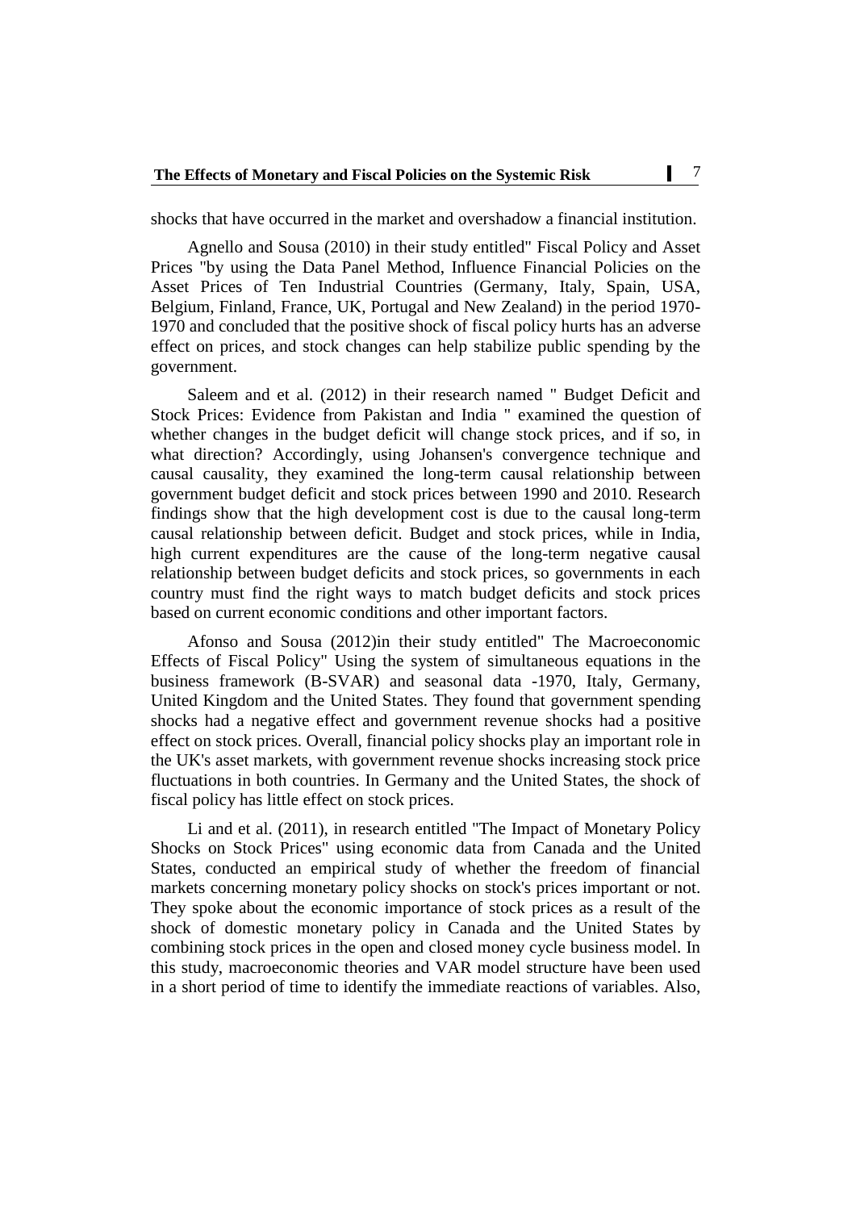shocks that have occurred in the market and overshadow a financial institution.

Agnello and Sousa (2010) in their study entitled" Fiscal Policy and Asset Prices "by using the Data Panel Method, Influence Financial Policies on the Asset Prices of Ten Industrial Countries (Germany, Italy, Spain, USA, Belgium, Finland, France, UK, Portugal and New Zealand) in the period 1970-1970 and concluded that the positive shock of fiscal policy hurts has an adverse effect on prices, and stock changes can help stabilize public spending by the government.

Saleem and et al. (2012) in their research named " Budget Deficit and Stock Prices: Evidence from Pakistan and India " examined the question of whether changes in the budget deficit will change stock prices, and if so, in what direction? Accordingly, using Johansen's convergence technique and causal causality, they examined the long-term causal relationship between government budget deficit and stock prices between 1990 and 2010. Research findings show that the high development cost is due to the causal long-term causal relationship between deficit. Budget and stock prices, while in India, high current expenditures are the cause of the long-term negative causal relationship between budget deficits and stock prices, so governments in each country must find the right ways to match budget deficits and stock prices based on current economic conditions and other important factors.

Afonso and Sousa (2012)in their study entitled" The Macroeconomic Effects of Fiscal Policy" Using the system of simultaneous equations in the business framework (B-SVAR) and seasonal data -1970, Italy, Germany, United Kingdom and the United States. They found that government spending shocks had a negative effect and government revenue shocks had a positive effect on stock prices. Overall, financial policy shocks play an important role in the UK's asset markets, with government revenue shocks increasing stock price fluctuations in both countries. In Germany and the United States, the shock of fiscal policy has little effect on stock prices.

Li and et al. (2011), in research entitled "The Impact of Monetary Policy Shocks on Stock Prices" using economic data from Canada and the United States, conducted an empirical study of whether the freedom of financial markets concerning monetary policy shocks on stock's prices important or not. They spoke about the economic importance of stock prices as a result of the shock of domestic monetary policy in Canada and the United States by combining stock prices in the open and closed money cycle business model. In this study, macroeconomic theories and VAR model structure have been used in a short period of time to identify the immediate reactions of variables. Also,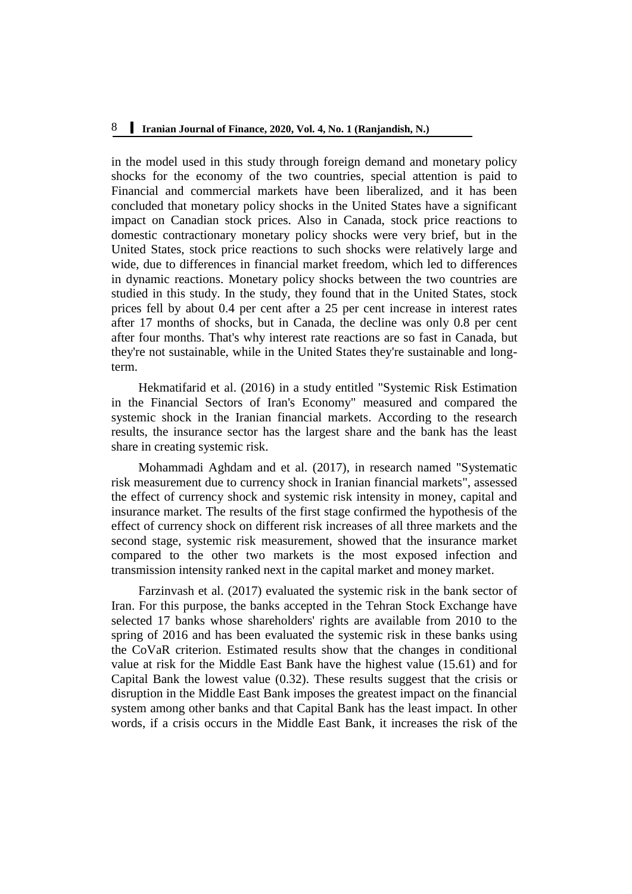in the model used in this study through foreign demand and monetary policy shocks for the economy of the two countries, special attention is paid to Financial and commercial markets have been liberalized, and it has been concluded that monetary policy shocks in the United States have a significant impact on Canadian stock prices. Also in Canada, stock price reactions to domestic contractionary monetary policy shocks were very brief, but in the United States, stock price reactions to such shocks were relatively large and wide, due to differences in financial market freedom, which led to differences in dynamic reactions. Monetary policy shocks between the two countries are studied in this study. In the study, they found that in the United States, stock prices fell by about 0.4 per cent after a 25 per cent increase in interest rates after 17 months of shocks, but in Canada, the decline was only 0.8 per cent after four months. That's why interest rate reactions are so fast in Canada, but they're not sustainable, while in the United States they're sustainable and long-term.

Hekmatifarid et al. (2016) in a study entitled "Systemic Risk Estimation in the Financial Sectors of Iran's Economy" measured and compared the systemic shock in the Iranian financial markets. According to the research results, the insurance sector has the largest share and the bank has the least share in creating systemic risk.

Mohammadi Aghdam and et al. (2017), in research named "Systematic risk measurement due to currency shock in Iranian financial markets", assessed the effect of currency shock and systemic risk intensity in money, capital and insurance market. The results of the first stage confirmed the hypothesis of the effect of currency shock on different risk increases of all three markets and the second stage, systemic risk measurement, showed that the insurance market compared to the other two markets is the most exposed infection and transmission intensity ranked next in the capital market and money market.

Farzinvash et al. (2017) evaluated the systemic risk in the bank sector of Iran. For this purpose, the banks accepted in the Tehran Stock Exchange have selected 17 banks whose shareholders' rights are available from 2010 to the spring of 2016 and has been evaluated the systemic risk in these banks using the CoVaR criterion. Estimated results show that the changes in conditional value at risk for the Middle East Bank have the highest value (15.61) and for Capital Bank the lowest value (0.32). These results suggest that the crisis or disruption in the Middle East Bank imposes the greatest impact on the financial system among other banks and that Capital Bank has the least impact. In other words, if a crisis occurs in the Middle East Bank, it increases the risk of the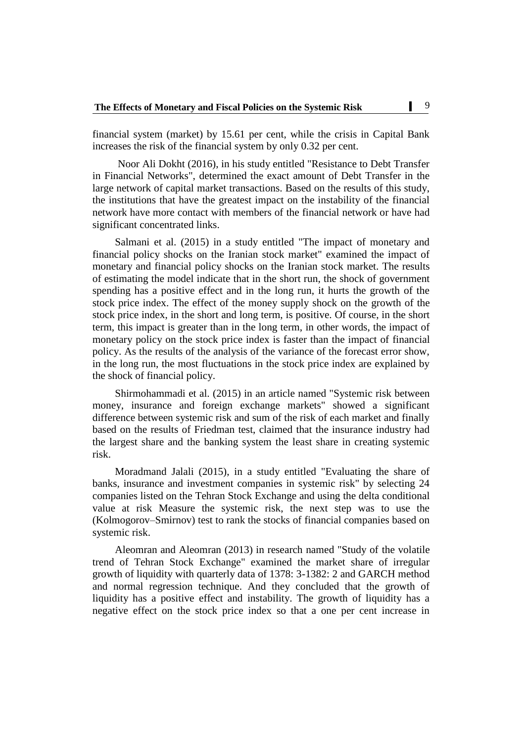financial system (market) by 15.61 per cent, while the crisis in Capital Bank increases the risk of the financial system by only 0.32 per cent.

Noor Ali Dokht (2016), in his study entitled "Resistance to Debt Transfer in Financial Networks", determined the exact amount of Debt Transfer in the large network of capital market transactions. Based on the results of this study, the institutions that have the greatest impact on the instability of the financial network have more contact with members of the financial network or have had significant concentrated links.

Salmani et al. (2015) in a study entitled "The impact of monetary and financial policy shocks on the Iranian stock market" examined the impact of monetary and financial policy shocks on the Iranian stock market. The results of estimating the model indicate that in the short run, the shock of government spending has a positive effect and in the long run, it hurts the growth of the stock price index. The effect of the money supply shock on the growth of the stock price index, in the short and long term, is positive. Of course, in the short term, this impact is greater than in the long term, in other words, the impact of monetary policy on the stock price index is faster than the impact of financial policy. As the results of the analysis of the variance of the forecast error show, in the long run, the most fluctuations in the stock price index are explained by the shock of financial policy.

Shirmohammadi et al. (2015) in an article named "Systemic risk between money, insurance and foreign exchange markets" showed a significant difference between systemic risk and sum of the risk of each market and finally based on the results of Friedman test, claimed that the insurance industry had the largest share and the banking system the least share in creating systemic risk.

Moradmand Jalali (2015), in a study entitled "Evaluating the share of banks, insurance and investment companies in systemic risk" by selecting 24 companies listed on the Tehran Stock Exchange and using the delta conditional value at risk Measure the systemic risk, the next step was to use the (Kolmogorov–Smirnov) test to rank the stocks of financial companies based on systemic risk.

Aleomran and Aleomran (2013) in research named "Study of the volatile trend of Tehran Stock Exchange" examined the market share of irregular growth of liquidity with quarterly data of 1378: 3-1382: 2 and GARCH method and normal regression technique. And they concluded that the growth of liquidity has a positive effect and instability. The growth of liquidity has a negative effect on the stock price index so that a one per cent increase in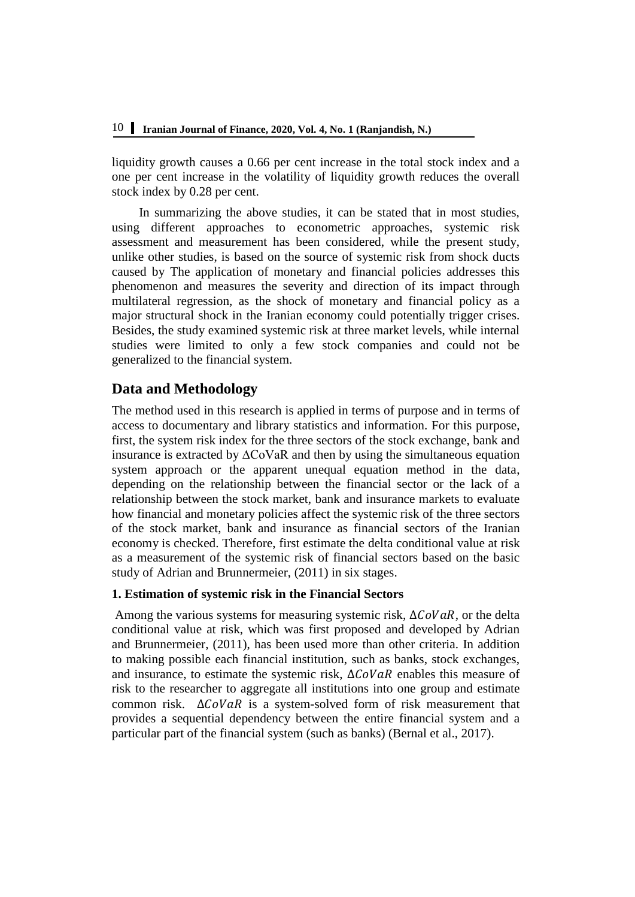liquidity growth causes a 0.66 per cent increase in the total stock index and a one per cent increase in the volatility of liquidity growth reduces the overall stock index by 0.28 per cent.

In summarizing the above studies, it can be stated that in most studies, using different approaches to econometric approaches, systemic risk assessment and measurement has been considered, while the present study, unlike other studies, is based on the source of systemic risk from shock ducts caused by The application of monetary and financial policies addresses this phenomenon and measures the severity and direction of its impact through multilateral regression, as the shock of monetary and financial policy as a major structural shock in the Iranian economy could potentially trigger crises. Besides, the study examined systemic risk at three market levels, while internal studies were limited to only a few stock companies and could not be generalized to the financial system.

## Data and Methodology

The method used in this research is applied in terms of purpose and in terms of access to documentary and library statistics and information. For this purpose, first, the system risk index for the three sectors of the stock exchange, bank and insurance is extracted by ΔCoVaR and then by using the simultaneous equation system approach or the apparent unequal equation method in the data, depending on the relationship between the financial sector or the lack of a relationship between the stock market, bank and insurance markets to evaluate how financial and monetary policies affect the systemic risk of the three sectors of the stock market, bank and insurance as financial sectors of the Iranian economy is checked. Therefore, first estimate the delta conditional value at risk as a measurement of the systemic risk of financial sectors based on the basic study of Adrian and Brunnermeier, (2011) in six stages.

### 1. Estimation of systemic risk in the Financial Sectors

Among the various systems for measuring systemic risk, $\Delta CoVaR$, or the delta conditional value at risk, which was first proposed and developed by Adrian and Brunnermeier, (2011), has been used more than other criteria. In addition to making possible each financial institution, such as banks, stock exchanges, and insurance, to estimate the systemic risk, $\Delta CoVaR$ enables this measure of risk to the researcher to aggregate all institutions into one group and estimate common risk. $\Delta CoVaR$ is a system-solved form of risk measurement that provides a sequential dependency between the entire financial system and a particular part of the financial system (such as banks) (Bernal et al., 2017).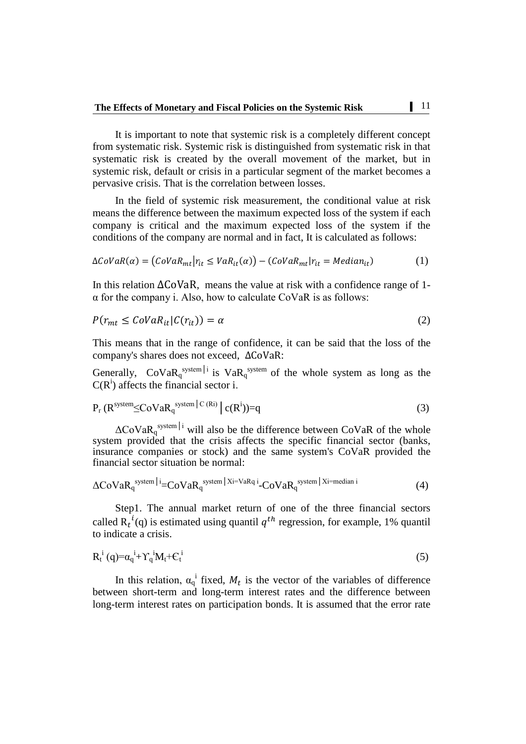It is important to note that systemic risk is a completely different concept from systematic risk. Systemic risk is distinguished from systematic risk in that systematic risk is created by the overall movement of the market, but in systemic risk, default or crisis in a particular segment of the market becomes a pervasive crisis. That is the correlation between losses.

In the field of systemic risk measurement, the conditional value at risk means the difference between the maximum expected loss of the system if each company is critical and the maximum expected loss of the system if the conditions of the company are normal and in fact, It is calculated as follows:

$$\Delta CoVaR(\alpha) = \left(CoVaR_{mt} \middle| r_{it} \leq VaR_{it}(\alpha)\right) - \left(CoVaR_{mt} \middle| r_{it} = Median_{it}\right) \quad (1)$$

In this relation $\Delta$CoVaR, means the value at risk with a confidence range of 1-$\alpha$ for the company i. Also, how to calculate CoVaR is as follows:

$$P(r_{mt} \leq CoVaR_{it} | C(r_{it})) = \alpha \quad (2)$$

This means that in the range of confidence, it can be said that the loss of the company's shares does not exceed, $\Delta$CoVaR:

Generally, $CoVaR_q^{system|i}$ is $VaR_q^{system}$ of the whole system as long as the $C(R^i)$ affects the financial sector i.

$$P_r\left(R^{system} \leq CoVaR_q^{system|C(Ri)} \,\middle|\, c(R^i)\right) = q \quad (3)$$

$\Delta CoVaR_q^{system|i}$ will also be the difference between CoVaR of the whole system provided that the crisis affects the specific financial sector (banks, insurance companies or stock) and the same system's CoVaR provided the financial sector situation be normal:

$$\Delta CoVaR_q^{system|i} = CoVaR_q^{system|Xi=VaRq\,i} - CoVaR_q^{system|Xi=median\,i} \quad (4)$$

Step1. The annual market return of one of the three financial sectors called $R_t^{\,i}(q)$ is estimated using quantil $q^{th}$ regression, for example, 1% quantil to indicate a crisis.

$$R_t^{\,i}(q) = \alpha_q^{\,i} + \Upsilon_q^{\,i} M_t + \epsilon_t^{\,i} \quad (5)$$

In this relation, $\alpha_q^{\,i}$ fixed, $M_t$ is the vector of the variables of difference between short-term and long-term interest rates and the difference between long-term interest rates on participation bonds. It is assumed that the error rate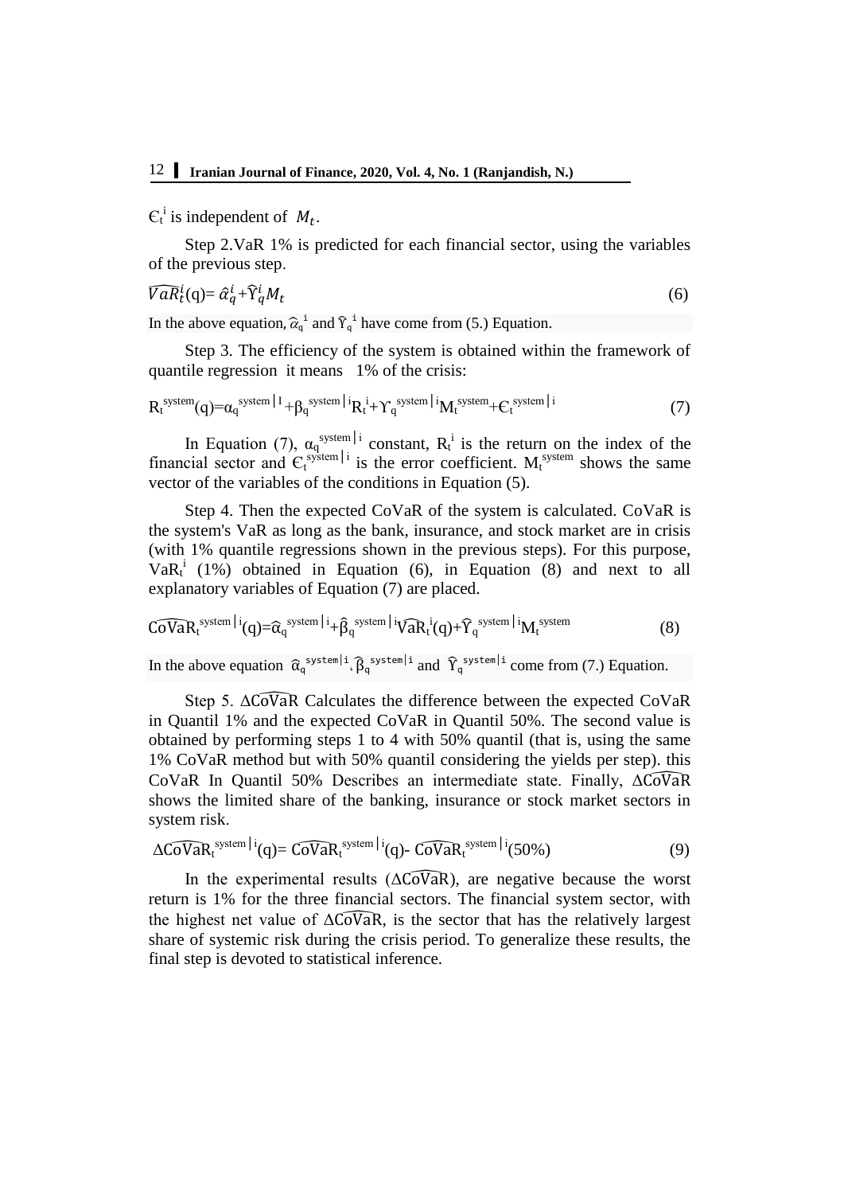$\epsilon_t^i$ is independent of $M_t$.

Step 2.VaR 1% is predicted for each financial sector, using the variables of the previous step.

$$\widehat{VaR}_t^i(q) = \hat{\alpha}_q^i + \hat{\Upsilon}_q^i M_t \tag{6}$$

In the above equation, $\hat{\alpha}_q^i$ and $\hat{\Upsilon}_q^i$ have come from (5.) Equation.

Step 3. The efficiency of the system is obtained within the framework of quantile regression it means 1% of the crisis:

$$R_t^{system}(q) = \alpha_q^{system|I} + \beta_q^{system|i} R_t^i + \Upsilon_q^{system|i} M_t^{system} + \epsilon_t^{system|i} \tag{7}$$

In Equation (7), $\alpha_q^{system|i}$ constant, $R_t^i$ is the return on the index of the financial sector and $\epsilon_t^{system|i}$ is the error coefficient. $M_t^{system}$ shows the same vector of the variables of the conditions in Equation (5).

Step 4. Then the expected CoVaR of the system is calculated. CoVaR is the system's VaR as long as the bank, insurance, and stock market are in crisis (with 1% quantile regressions shown in the previous steps). For this purpose, $VaR_t^i$ (1%) obtained in Equation (6), in Equation (8) and next to all explanatory variables of Equation (7) are placed.

$$\widehat{CoVaR}_t^{system|i}(q) = \hat{\alpha}_q^{system|i} + \hat{\beta}_q^{system|i} \widehat{VaR}_t^i(q) + \hat{\Upsilon}_q^{system|i} M_t^{system} \tag{8}$$

In the above equation $\hat{\alpha}_q^{system|i}$, $\hat{\beta}_q^{system|i}$ and $\hat{\Upsilon}_q^{system|i}$ come from (7.) Equation.

Step 5. $\Delta\widehat{CoVaR}$ Calculates the difference between the expected CoVaR in Quantil 1% and the expected CoVaR in Quantil 50%. The second value is obtained by performing steps 1 to 4 with 50% quantil (that is, using the same 1% CoVaR method but with 50% quantil considering the yields per step). this CoVaR In Quantil 50% Describes an intermediate state. Finally, $\Delta\widehat{CoVaR}$ shows the limited share of the banking, insurance or stock market sectors in system risk.

$$\Delta\widehat{CoVaR}_t^{system|i}(q) = \widehat{CoVaR}_t^{system|i}(q) - \widehat{CoVaR}_t^{system|i}(50\%) \tag{9}$$

In the experimental results ($\Delta\widehat{CoVaR}$), are negative because the worst return is 1% for the three financial sectors. The financial system sector, with the highest net value of $\Delta\widehat{CoVaR}$, is the sector that has the relatively largest share of systemic risk during the crisis period. To generalize these results, the final step is devoted to statistical inference.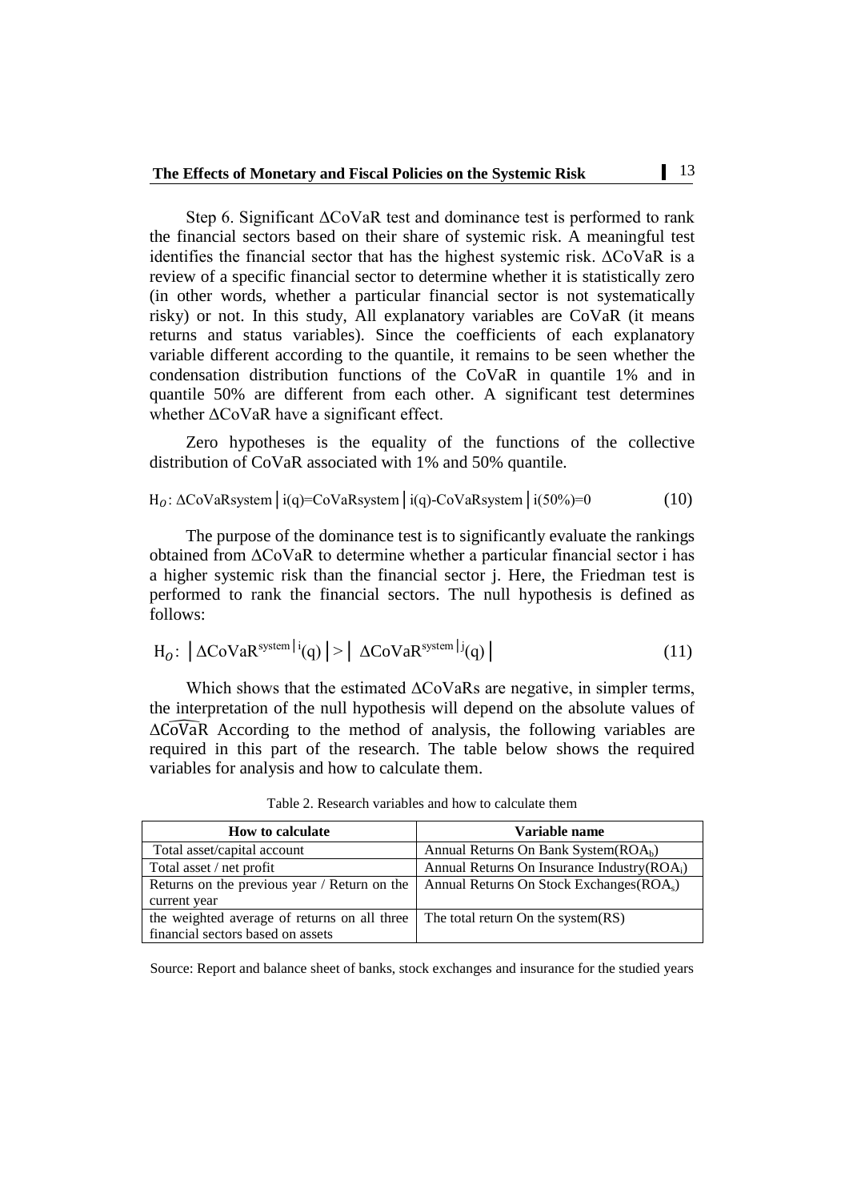Step 6. Significant ΔCoVaR test and dominance test is performed to rank the financial sectors based on their share of systemic risk. A meaningful test identifies the financial sector that has the highest systemic risk. ΔCoVaR is a review of a specific financial sector to determine whether it is statistically zero (in other words, whether a particular financial sector is not systematically risky) or not. In this study, All explanatory variables are CoVaR (it means returns and status variables). Since the coefficients of each explanatory variable different according to the quantile, it remains to be seen whether the condensation distribution functions of the CoVaR in quantile 1% and in quantile 50% are different from each other. A significant test determines whether ΔCoVaR have a significant effect.

Zero hypotheses is the equality of the functions of the collective distribution of CoVaR associated with 1% and 50% quantile.

$$H_o: \Delta CoVaRsystem \,|\, i(q)=CoVaRsystem \,|\, i(q)-CoVaRsystem \,|\, i(50\%)=0 \tag{10}$$

The purpose of the dominance test is to significantly evaluate the rankings obtained from ΔCoVaR to determine whether a particular financial sector i has a higher systemic risk than the financial sector j. Here, the Friedman test is performed to rank the financial sectors. The null hypothesis is defined as follows:

$$H_o: \left|\Delta CoVaR^{system|i}(q)\right| > \left|\Delta CoVaR^{system|j}(q)\right| \tag{11}$$

Which shows that the estimated ΔCoVaRs are negative, in simpler terms, the interpretation of the null hypothesis will depend on the absolute values of $\Delta\widehat{CoVaR}$ According to the method of analysis, the following variables are required in this part of the research. The table below shows the required variables for analysis and how to calculate them.

Table 2. Research variables and how to calculate them

| How to calculate | Variable name |
|---|---|
| Total asset/capital account | Annual Returns On Bank System($ROA_b$) |
| Total asset / net profit | Annual Returns On Insurance Industry($ROA_i$) |
| Returns on the previous year / Return on the current year | Annual Returns On Stock Exchanges($ROA_s$) |
| the weighted average of returns on all three financial sectors based on assets | The total return On the system(RS) |

Source: Report and balance sheet of banks, stock exchanges and insurance for the studied years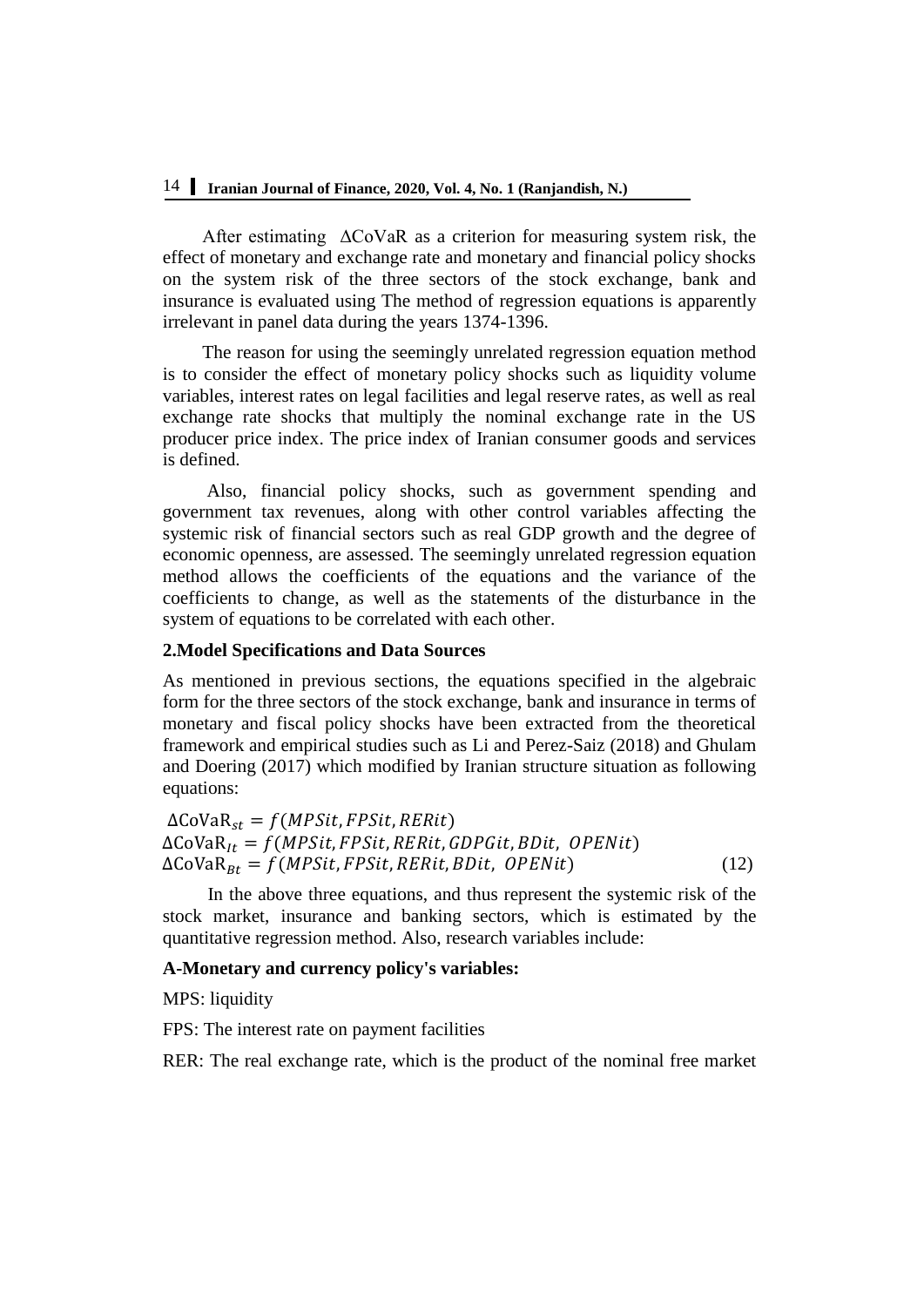After estimating $\Delta$CoVaR as a criterion for measuring system risk, the effect of monetary and exchange rate and monetary and financial policy shocks on the system risk of the three sectors of the stock exchange, bank and insurance is evaluated using The method of regression equations is apparently irrelevant in panel data during the years 1374-1396.

The reason for using the seemingly unrelated regression equation method is to consider the effect of monetary policy shocks such as liquidity volume variables, interest rates on legal facilities and legal reserve rates, as well as real exchange rate shocks that multiply the nominal exchange rate in the US producer price index. The price index of Iranian consumer goods and services is defined.

Also, financial policy shocks, such as government spending and government tax revenues, along with other control variables affecting the systemic risk of financial sectors such as real GDP growth and the degree of economic openness, are assessed. The seemingly unrelated regression equation method allows the coefficients of the equations and the variance of the coefficients to change, as well as the statements of the disturbance in the system of equations to be correlated with each other.

## 2.Model Specifications and Data Sources

As mentioned in previous sections, the equations specified in the algebraic form for the three sectors of the stock exchange, bank and insurance in terms of monetary and fiscal policy shocks have been extracted from the theoretical framework and empirical studies such as Li and Perez-Saiz (2018) and Ghulam and Doering (2017) which modified by Iranian structure situation as following equations:

$$\begin{aligned} &\Delta\text{CoVaR}_{st} = f(MPSit, FPSit, RERit) \\ &\Delta\text{CoVaR}_{It} = f(MPSit, FPSit, RERit, GDPGit, BDit,\ OPENit) \\ &\Delta\text{CoVaR}_{Bt} = f(MPSit, FPSit, RERit, BDit,\ OPENit) \end{aligned} \quad (12)$$

In the above three equations, and thus represent the systemic risk of the stock market, insurance and banking sectors, which is estimated by the quantitative regression method. Also, research variables include:

**A-Monetary and currency policy's variables:**

MPS: liquidity

FPS: The interest rate on payment facilities

RER: The real exchange rate, which is the product of the nominal free market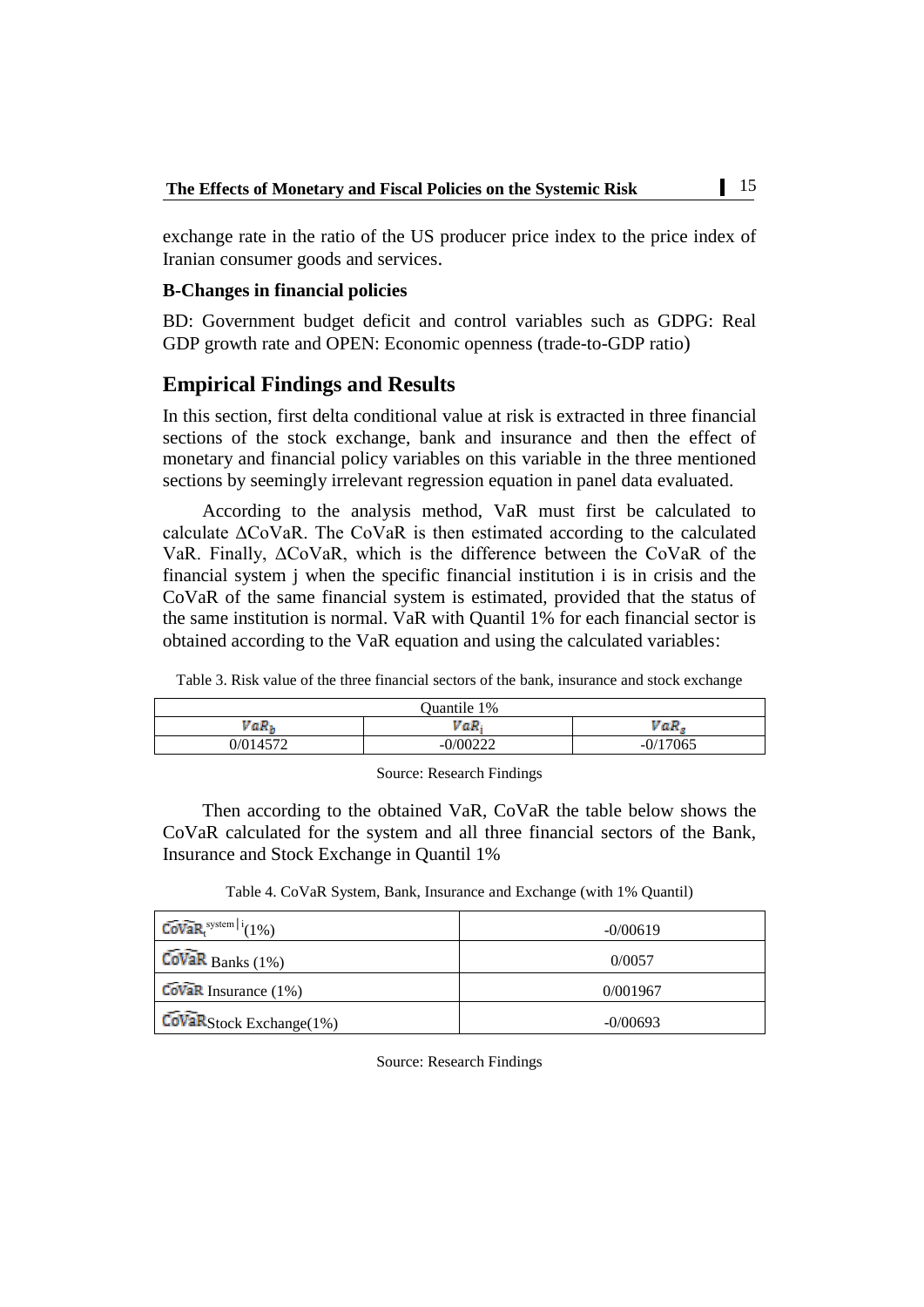exchange rate in the ratio of the US producer price index to the price index of Iranian consumer goods and services.

**B-Changes in financial policies**

BD: Government budget deficit and control variables such as GDPG: Real GDP growth rate and OPEN: Economic openness (trade-to-GDP ratio)

## Empirical Findings and Results

In this section, first delta conditional value at risk is extracted in three financial sections of the stock exchange, bank and insurance and then the effect of monetary and financial policy variables on this variable in the three mentioned sections by seemingly irrelevant regression equation in panel data evaluated.

According to the analysis method, VaR must first be calculated to calculate ∆CoVaR. The CoVaR is then estimated according to the calculated VaR. Finally, ∆CoVaR, which is the difference between the CoVaR of the financial system j when the specific financial institution i is in crisis and the CoVaR of the same financial system is estimated, provided that the status of the same institution is normal. VaR with Quantil 1% for each financial sector is obtained according to the VaR equation and using the calculated variables:

Table 3. Risk value of the three financial sectors of the bank, insurance and stock exchange

| Quantile 1% | | |
|---|---|---|
| $VaR_b$ | $VaR_i$ | $VaR_s$ |
| 0/014572 | -0/00222 | -0/17065 |

Source: Research Findings

Then according to the obtained VaR, CoVaR the table below shows the CoVaR calculated for the system and all three financial sectors of the Bank, Insurance and Stock Exchange in Quantil 1%

Table 4. CoVaR System, Bank, Insurance and Exchange (with 1% Quantil)

| | |
|---|---|
| $\widehat{CoVaR}_t^{system\mid i}(1\%)$ | -0/00619 |
| $\widehat{CoVaR}$ Banks (1%) | 0/0057 |
| $\widehat{CoVaR}$ Insurance (1%) | 0/001967 |
| $\widehat{CoVaR}$ Stock Exchange(1%) | -0/00693 |

Source: Research Findings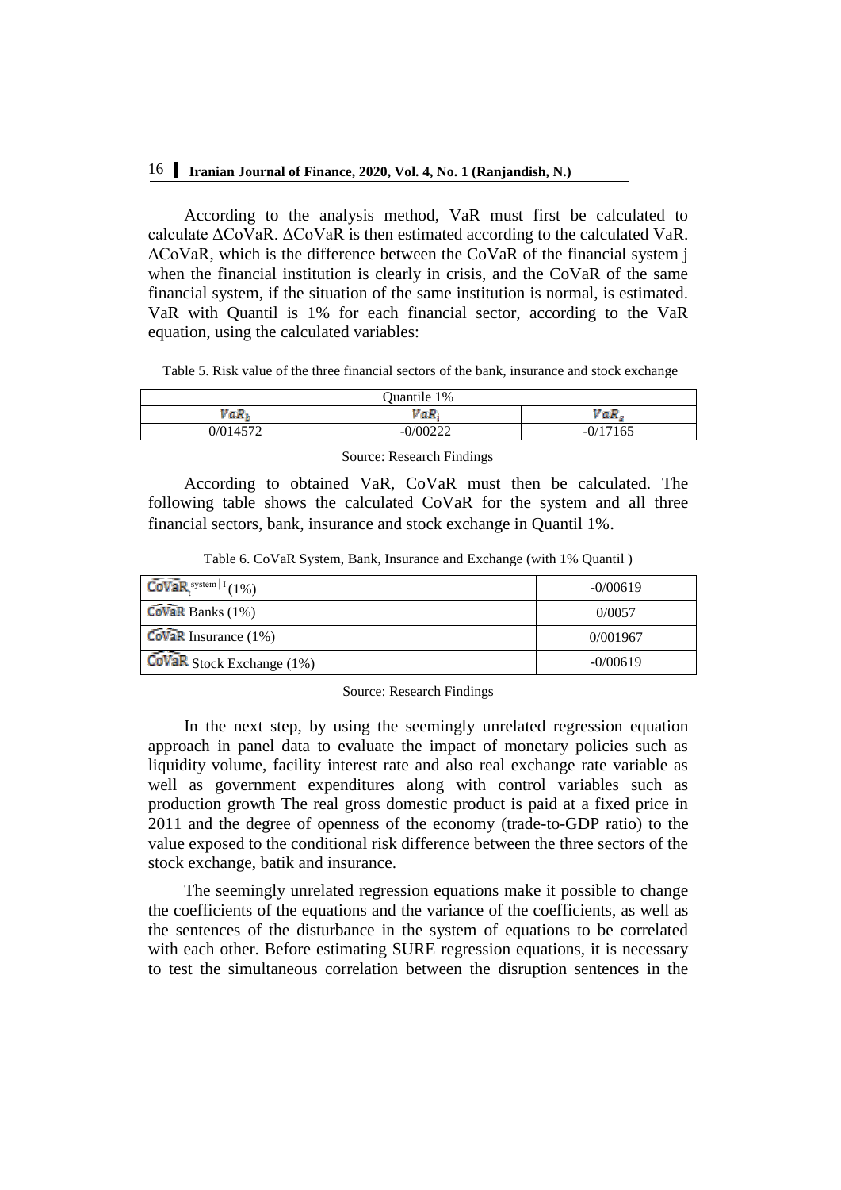According to the analysis method, VaR must first be calculated to calculate ΔCoVaR. ΔCoVaR is then estimated according to the calculated VaR. ΔCoVaR, which is the difference between the CoVaR of the financial system j when the financial institution is clearly in crisis, and the CoVaR of the same financial system, if the situation of the same institution is normal, is estimated. VaR with Quantil is 1% for each financial sector, according to the VaR equation, using the calculated variables:

Table 5. Risk value of the three financial sectors of the bank, insurance and stock exchange

| Quantile 1% | | |
|---|---|---|
| $VaR_b$ | $VaR_i$ | $VaR_s$ |
| 0/014572 | -0/00222 | -0/17165 |

Source: Research Findings

According to obtained VaR, CoVaR must then be calculated. The following table shows the calculated CoVaR for the system and all three financial sectors, bank, insurance and stock exchange in Quantil 1%.

Table 6. CoVaR System, Bank, Insurance and Exchange (with 1% Quantile )

| | |
|---|---|
| $\widehat{CoVaR}_t^{system\|I}(1\%)$ | -0/00619 |
| $\widehat{CoVaR}$ Banks (1%) | 0/0057 |
| $\widehat{CoVaR}$ Insurance (1%) | 0/001967 |
| $\widehat{CoVaR}$ Stock Exchange (1%) | -0/00619 |

Source: Research Findings

In the next step, by using the seemingly unrelated regression equation approach in panel data to evaluate the impact of monetary policies such as liquidity volume, facility interest rate and also real exchange rate variable as well as government expenditures along with control variables such as production growth The real gross domestic product is paid at a fixed price in 2011 and the degree of openness of the economy (trade-to-GDP ratio) to the value exposed to the conditional risk difference between the three sectors of the stock exchange, batik and insurance.

The seemingly unrelated regression equations make it possible to change the coefficients of the equations and the variance of the coefficients, as well as the sentences of the disturbance in the system of equations to be correlated with each other. Before estimating SURE regression equations, it is necessary to test the simultaneous correlation between the disruption sentences in the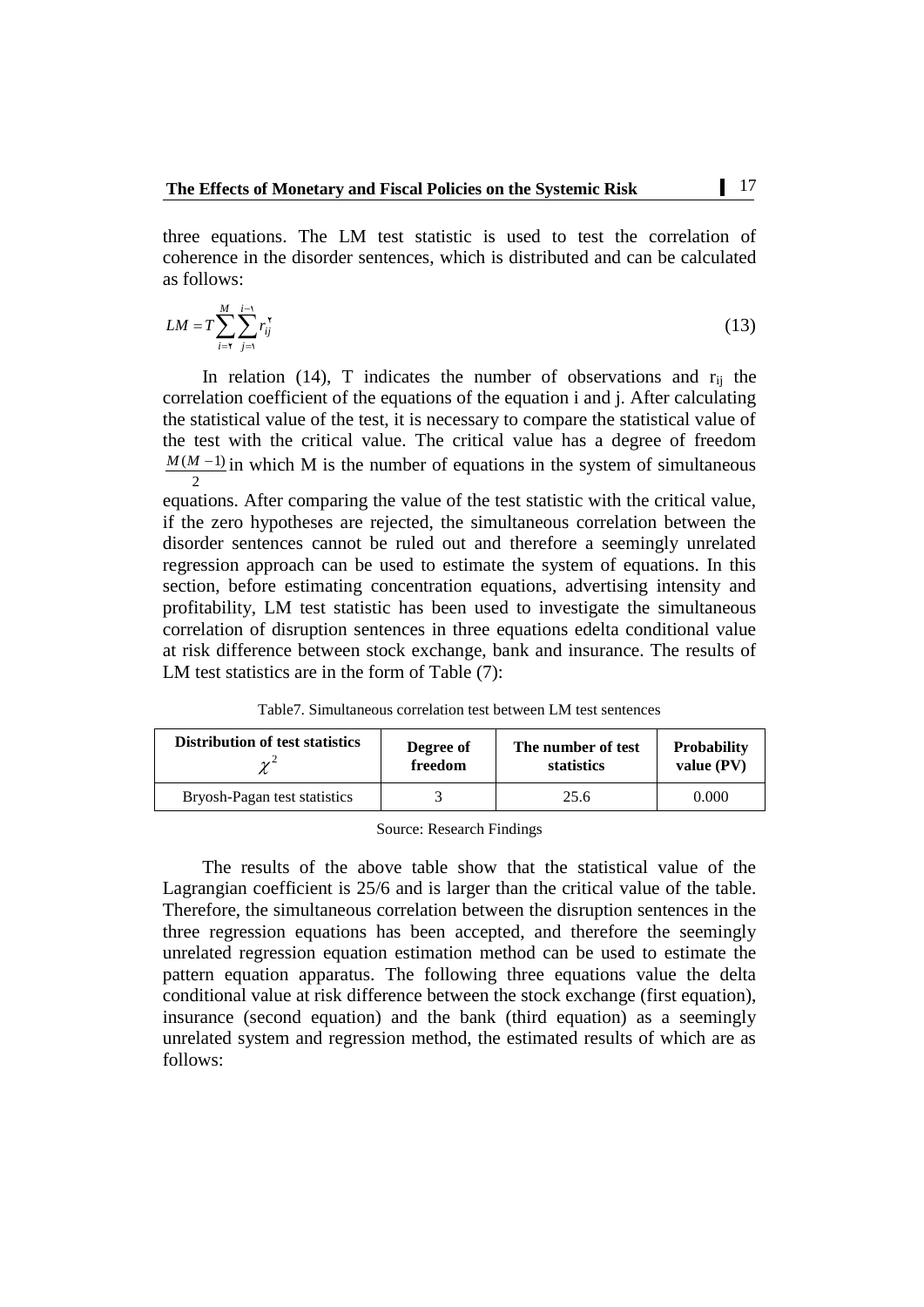three equations. The LM test statistic is used to test the correlation of coherence in the disorder sentences, which is distributed and can be calculated as follows:

$$LM = T\sum_{i=2}^{M}\sum_{j=1}^{i-1} r_{ij}^{2} \tag{13}$$

In relation (14), T indicates the number of observations and $r_{ij}$ the correlation coefficient of the equations of the equation i and j. After calculating the statistical value of the test, it is necessary to compare the statistical value of the test with the critical value. The critical value has a degree of freedom $\frac{M(M-1)}{2}$ in which M is the number of equations in the system of simultaneous equations. After comparing the value of the test statistic with the critical value, if the zero hypotheses are rejected, the simultaneous correlation between the disorder sentences cannot be ruled out and therefore a seemingly unrelated regression approach can be used to estimate the system of equations. In this section, before estimating concentration equations, advertising intensity and profitability, LM test statistic has been used to investigate the simultaneous correlation of disruption sentences in three equations edelta conditional value at risk difference between stock exchange, bank and insurance. The results of LM test statistics are in the form of Table (7):

Table7. Simultaneous correlation test between LM test sentences

| **Distribution of test statistics** $\chi^2$ | **Degree of freedom** | **The number of test statistics** | **Probability value (PV)** |
|---|---|---|---|
| Bryosh-Pagan test statistics | 3 | 25.6 | 0.000 |

Source: Research Findings

The results of the above table show that the statistical value of the Lagrangian coefficient is 25/6 and is larger than the critical value of the table. Therefore, the simultaneous correlation between the disruption sentences in the three regression equations has been accepted, and therefore the seemingly unrelated regression equation estimation method can be used to estimate the pattern equation apparatus. The following three equations value the delta conditional value at risk difference between the stock exchange (first equation), insurance (second equation) and the bank (third equation) as a seemingly unrelated system and regression method, the estimated results of which are as follows: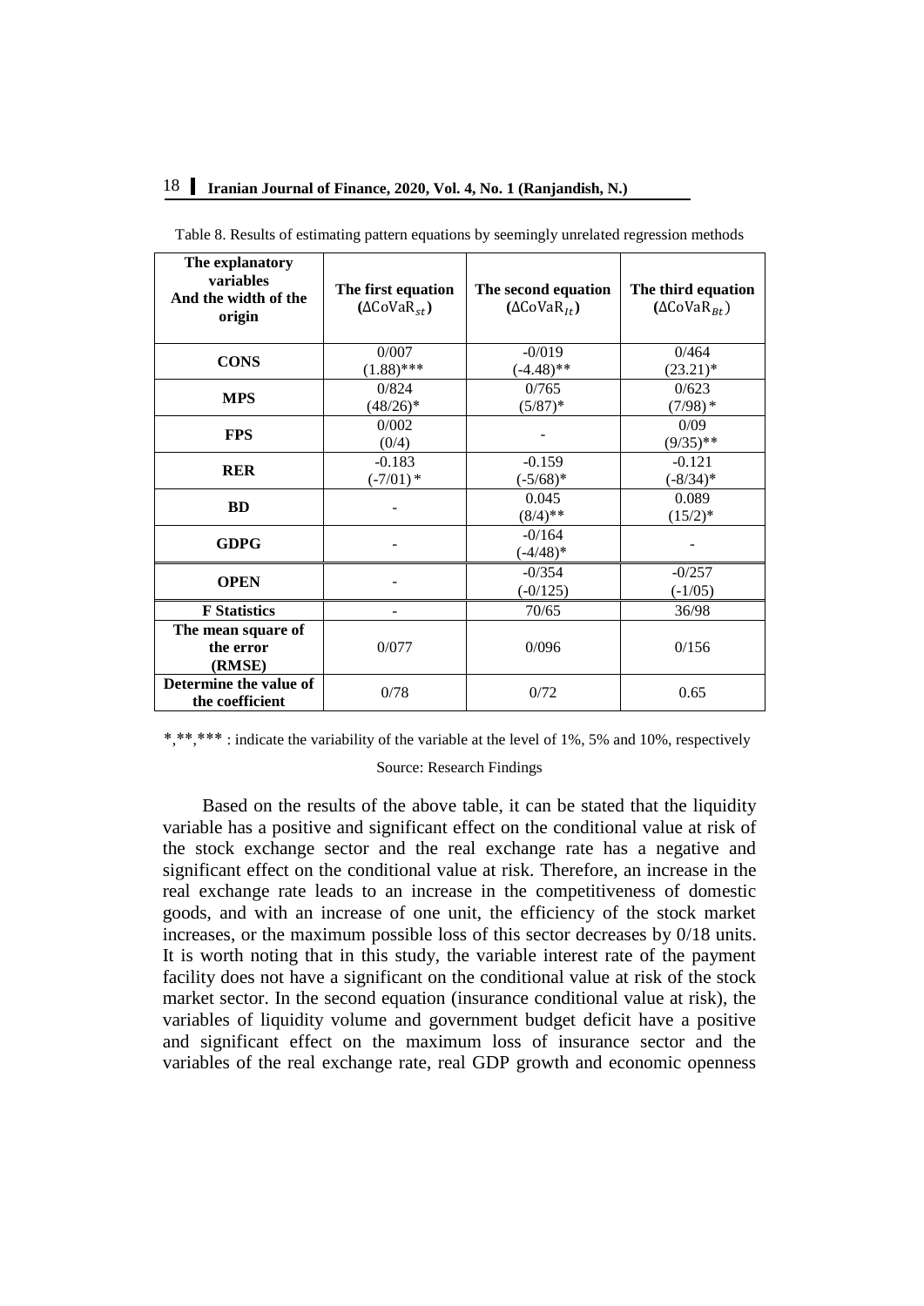Table 8. Results of estimating pattern equations by seemingly unrelated regression methods

| The explanatory variables And the width of the origin | The first equation ($\Delta\text{CoVaR}_{st}$) | The second equation ($\Delta\text{CoVaR}_{It}$) | The third equation ($\Delta\text{CoVaR}_{Bt}$) |
|---|---|---|---|
| **CONS** | 0/007 (1.88)*** | -0/019 (-4.48)** | 0/464 (23.21)* |
| **MPS** | 0/824 (48/26)* | 0/765 (5/87)* | 0/623 (7/98)* |
| **FPS** | 0/002 (0/4) | - | 0/09 (9/35)** |
| **RER** | -0.183 (-7/01)* | -0.159 (-5/68)* | -0.121 (-8/34)* |
| **BD** | - | 0.045 (8/4)** | 0.089 (15/2)* |
| **GDPG** | - | -0/164 (-4/48)* | - |
| **OPEN** | - | -0/354 (-0/125) | -0/257 (-1/05) |
| **F Statistics** | - | 70/65 | 36/98 |
| **The mean square of the error (RMSE)** | 0/077 | 0/096 | 0/156 |
| **Determine the value of the coefficient** | 0/78 | 0/72 | 0.65 |

*,**,*** : indicate the variability of the variable at the level of 1%, 5% and 10%, respectively

Source: Research Findings

Based on the results of the above table, it can be stated that the liquidity variable has a positive and significant effect on the conditional value at risk of the stock exchange sector and the real exchange rate has a negative and significant effect on the conditional value at risk. Therefore, an increase in the real exchange rate leads to an increase in the competitiveness of domestic goods, and with an increase of one unit, the efficiency of the stock market increases, or the maximum possible loss of this sector decreases by 0/18 units. It is worth noting that in this study, the variable interest rate of the payment facility does not have a significant on the conditional value at risk of the stock market sector. In the second equation (insurance conditional value at risk), the variables of liquidity volume and government budget deficit have a positive and significant effect on the maximum loss of insurance sector and the variables of the real exchange rate, real GDP growth and economic openness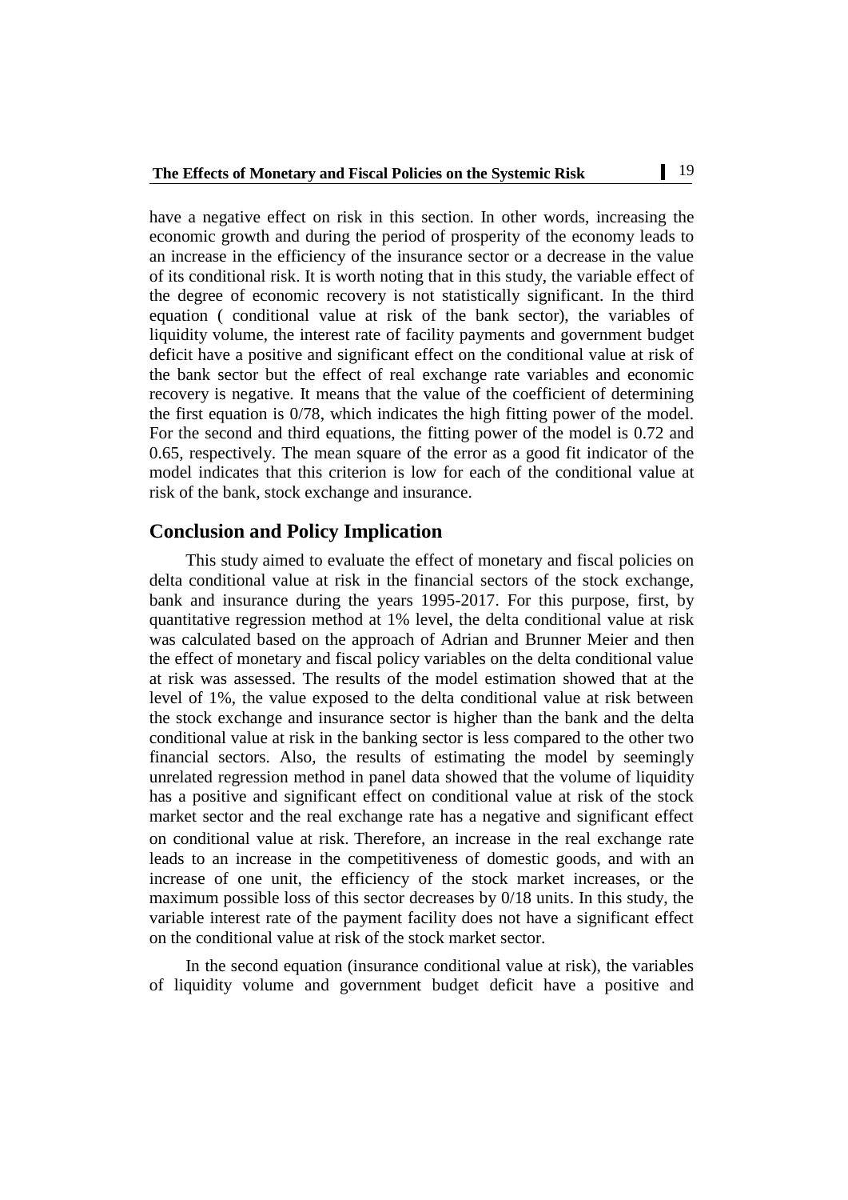have a negative effect on risk in this section. In other words, increasing the economic growth and during the period of prosperity of the economy leads to an increase in the efficiency of the insurance sector or a decrease in the value of its conditional risk. It is worth noting that in this study, the variable effect of the degree of economic recovery is not statistically significant. In the third equation ( conditional value at risk of the bank sector), the variables of liquidity volume, the interest rate of facility payments and government budget deficit have a positive and significant effect on the conditional value at risk of the bank sector but the effect of real exchange rate variables and economic recovery is negative. It means that the value of the coefficient of determining the first equation is 0/78, which indicates the high fitting power of the model. For the second and third equations, the fitting power of the model is 0.72 and 0.65, respectively. The mean square of the error as a good fit indicator of the model indicates that this criterion is low for each of the conditional value at risk of the bank, stock exchange and insurance.

## Conclusion and Policy Implication

This study aimed to evaluate the effect of monetary and fiscal policies on delta conditional value at risk in the financial sectors of the stock exchange, bank and insurance during the years 1995-2017. For this purpose, first, by quantitative regression method at 1% level, the delta conditional value at risk was calculated based on the approach of Adrian and Brunner Meier and then the effect of monetary and fiscal policy variables on the delta conditional value at risk was assessed. The results of the model estimation showed that at the level of 1%, the value exposed to the delta conditional value at risk between the stock exchange and insurance sector is higher than the bank and the delta conditional value at risk in the banking sector is less compared to the other two financial sectors. Also, the results of estimating the model by seemingly unrelated regression method in panel data showed that the volume of liquidity has a positive and significant effect on conditional value at risk of the stock market sector and the real exchange rate has a negative and significant effect on conditional value at risk. Therefore, an increase in the real exchange rate leads to an increase in the competitiveness of domestic goods, and with an increase of one unit, the efficiency of the stock market increases, or the maximum possible loss of this sector decreases by 0/18 units. In this study, the variable interest rate of the payment facility does not have a significant effect on the conditional value at risk of the stock market sector.

In the second equation (insurance conditional value at risk), the variables of liquidity volume and government budget deficit have a positive and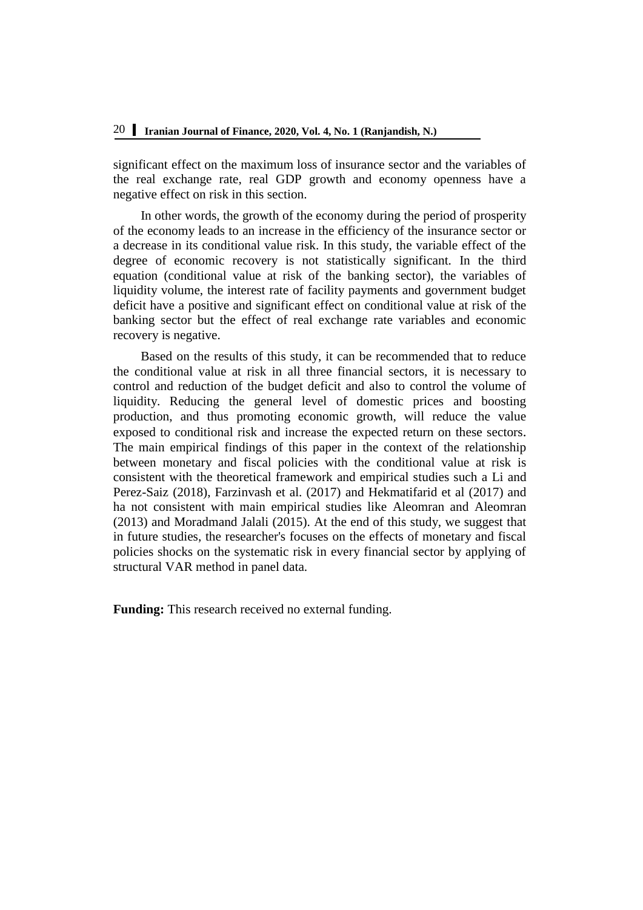significant effect on the maximum loss of insurance sector and the variables of the real exchange rate, real GDP growth and economy openness have a negative effect on risk in this section.

In other words, the growth of the economy during the period of prosperity of the economy leads to an increase in the efficiency of the insurance sector or a decrease in its conditional value risk. In this study, the variable effect of the degree of economic recovery is not statistically significant. In the third equation (conditional value at risk of the banking sector), the variables of liquidity volume, the interest rate of facility payments and government budget deficit have a positive and significant effect on conditional value at risk of the banking sector but the effect of real exchange rate variables and economic recovery is negative.

Based on the results of this study, it can be recommended that to reduce the conditional value at risk in all three financial sectors, it is necessary to control and reduction of the budget deficit and also to control the volume of liquidity. Reducing the general level of domestic prices and boosting production, and thus promoting economic growth, will reduce the value exposed to conditional risk and increase the expected return on these sectors. The main empirical findings of this paper in the context of the relationship between monetary and fiscal policies with the conditional value at risk is consistent with the theoretical framework and empirical studies such a Li and Perez-Saiz (2018), Farzinvash et al. (2017) and Hekmatifarid et al (2017) and ha not consistent with main empirical studies like Aleomran and Aleomran (2013) and Moradmand Jalali (2015). At the end of this study, we suggest that in future studies, the researcher's focuses on the effects of monetary and fiscal policies shocks on the systematic risk in every financial sector by applying of structural VAR method in panel data.

**Funding:** This research received no external funding.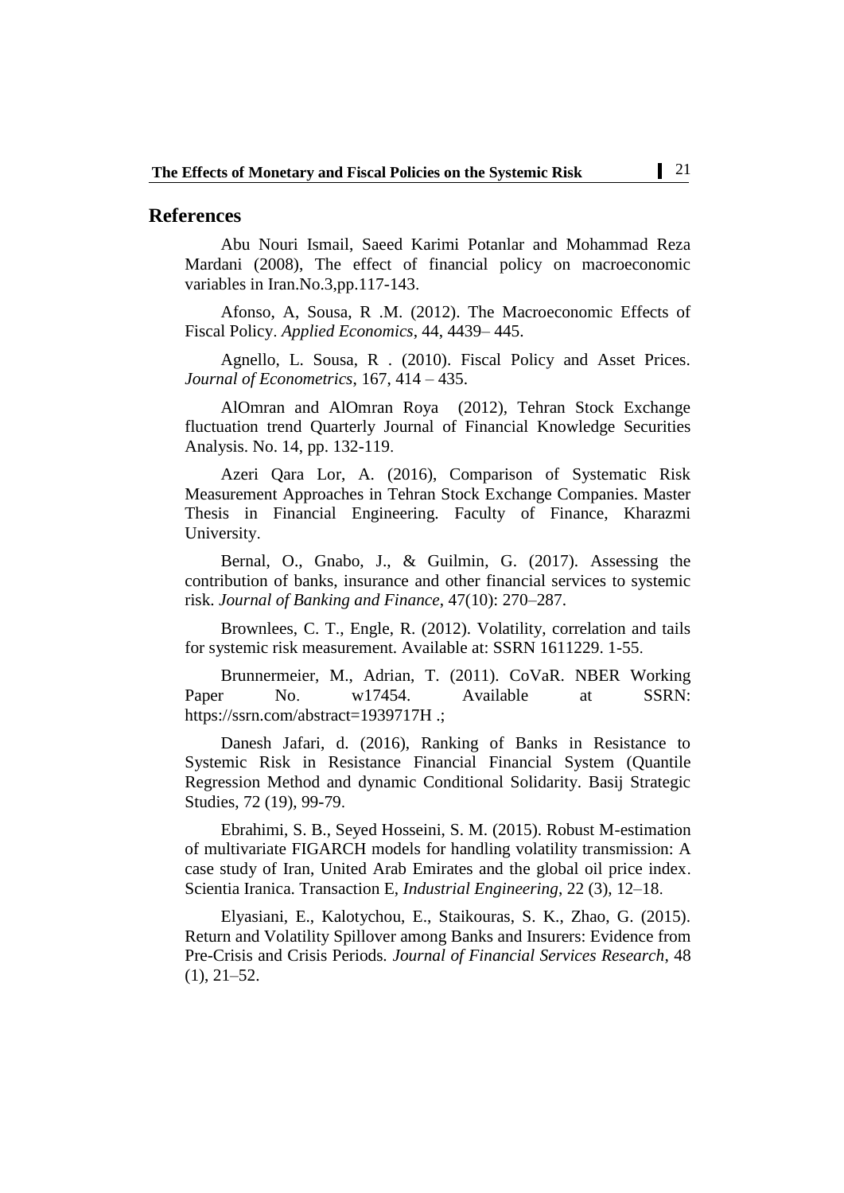## References

Abu Nouri Ismail, Saeed Karimi Potanlar and Mohammad Reza Mardani (2008), The effect of financial policy on macroeconomic variables in Iran.No.3,pp.117-143.

Afonso, A, Sousa, R .M. (2012). The Macroeconomic Effects of Fiscal Policy. *Applied Economics*, 44, 4439– 445.

Agnello, L. Sousa, R . (2010). Fiscal Policy and Asset Prices. *Journal of Econometrics*, 167, 414 – 435.

AlOmran and AlOmran Roya (2012), Tehran Stock Exchange fluctuation trend Quarterly Journal of Financial Knowledge Securities Analysis. No. 14, pp. 132-119.

Azeri Qara Lor, A. (2016), Comparison of Systematic Risk Measurement Approaches in Tehran Stock Exchange Companies. Master Thesis in Financial Engineering. Faculty of Finance, Kharazmi University.

Bernal, O., Gnabo, J., & Guilmin, G. (2017). Assessing the contribution of banks, insurance and other financial services to systemic risk. *Journal of Banking and Finance*, 47(10): 270–287.

Brownlees, C. T., Engle, R. (2012). Volatility, correlation and tails for systemic risk measurement. Available at: SSRN 1611229. 1-55.

Brunnermeier, M., Adrian, T. (2011). CoVaR. NBER Working Paper No. w17454. Available at SSRN: https://ssrn.com/abstract=1939717H .;

Danesh Jafari, d. (2016), Ranking of Banks in Resistance to Systemic Risk in Resistance Financial Financial System (Quantile Regression Method and dynamic Conditional Solidarity. Basij Strategic Studies, 72 (19), 99-79.

Ebrahimi, S. B., Seyed Hosseini, S. M. (2015). Robust M-estimation of multivariate FIGARCH models for handling volatility transmission: A case study of Iran, United Arab Emirates and the global oil price index. Scientia Iranica. Transaction E, *Industrial Engineering*, 22 (3), 12–18.

Elyasiani, E., Kalotychou, E., Staikouras, S. K., Zhao, G. (2015). Return and Volatility Spillover among Banks and Insurers: Evidence from Pre-Crisis and Crisis Periods. *Journal of Financial Services Research*, 48 (1), 21–52.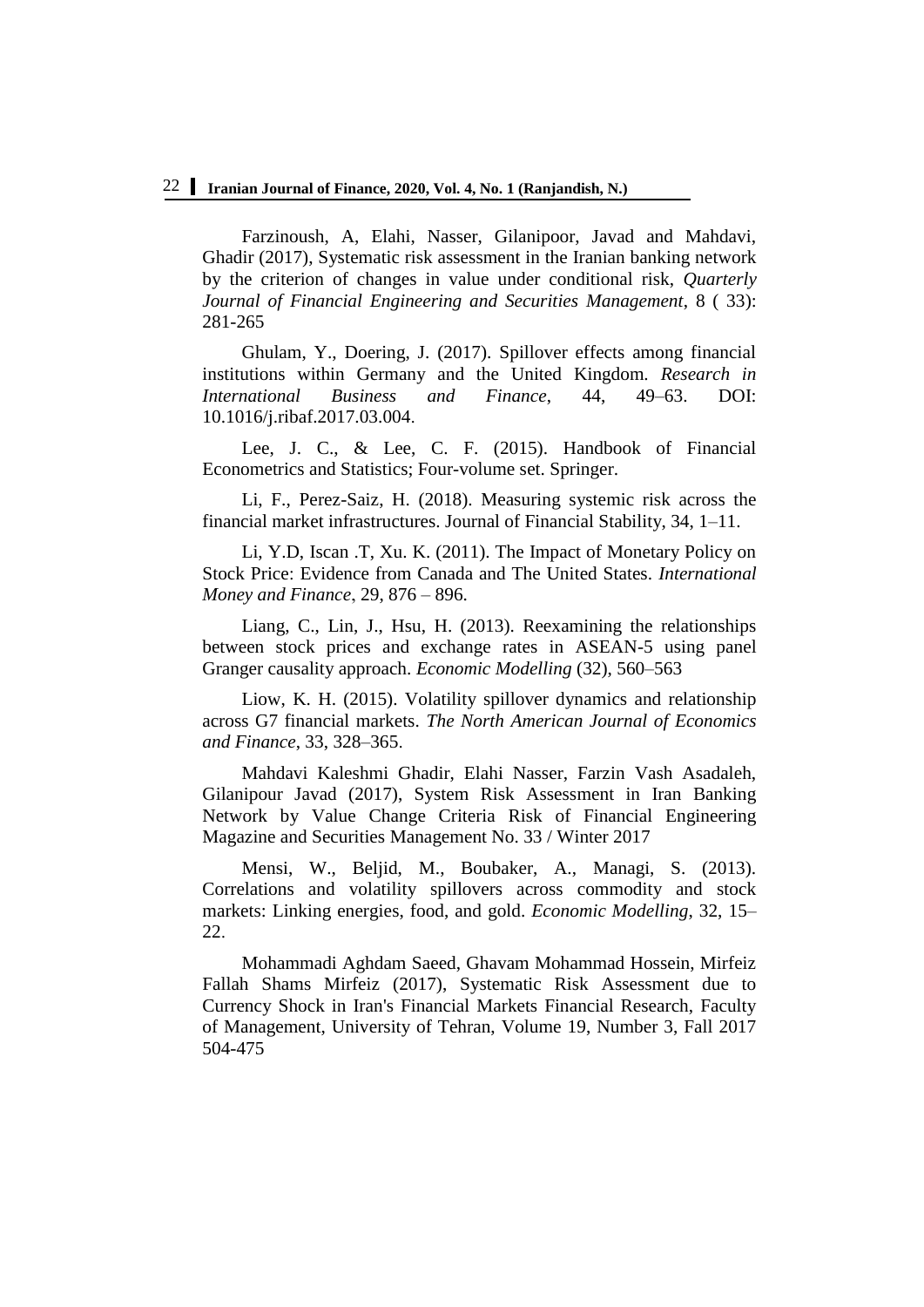Farzinoush, A, Elahi, Nasser, Gilanipoor, Javad and Mahdavi, Ghadir (2017), Systematic risk assessment in the Iranian banking network by the criterion of changes in value under conditional risk, *Quarterly Journal of Financial Engineering and Securities Management*, 8 ( 33): 281-265

Ghulam, Y., Doering, J. (2017). Spillover effects among financial institutions within Germany and the United Kingdom. *Research in International Business and Finance*, 44, 49–63. DOI: 10.1016/j.ribaf.2017.03.004.

Lee, J. C., & Lee, C. F. (2015). Handbook of Financial Econometrics and Statistics; Four-volume set. Springer.

Li, F., Perez-Saiz, H. (2018). Measuring systemic risk across the financial market infrastructures. Journal of Financial Stability, 34, 1–11.

Li, Y.D, Iscan .T, Xu. K. (2011). The Impact of Monetary Policy on Stock Price: Evidence from Canada and The United States. *International Money and Finance*, 29, 876 – 896.

Liang, C., Lin, J., Hsu, H. (2013). Reexamining the relationships between stock prices and exchange rates in ASEAN-5 using panel Granger causality approach. *Economic Modelling* (32), 560–563

Liow, K. H. (2015). Volatility spillover dynamics and relationship across G7 financial markets. *The North American Journal of Economics and Finance*, 33, 328–365.

Mahdavi Kaleshmi Ghadir, Elahi Nasser, Farzin Vash Asadaleh, Gilanipour Javad (2017), System Risk Assessment in Iran Banking Network by Value Change Criteria Risk of Financial Engineering Magazine and Securities Management No. 33 / Winter 2017

Mensi, W., Beljid, M., Boubaker, A., Managi, S. (2013). Correlations and volatility spillovers across commodity and stock markets: Linking energies, food, and gold. *Economic Modelling*, 32, 15–22.

Mohammadi Aghdam Saeed, Ghavam Mohammad Hossein, Mirfeiz Fallah Shams Mirfeiz (2017), Systematic Risk Assessment due to Currency Shock in Iran's Financial Markets Financial Research, Faculty of Management, University of Tehran, Volume 19, Number 3, Fall 2017 504-475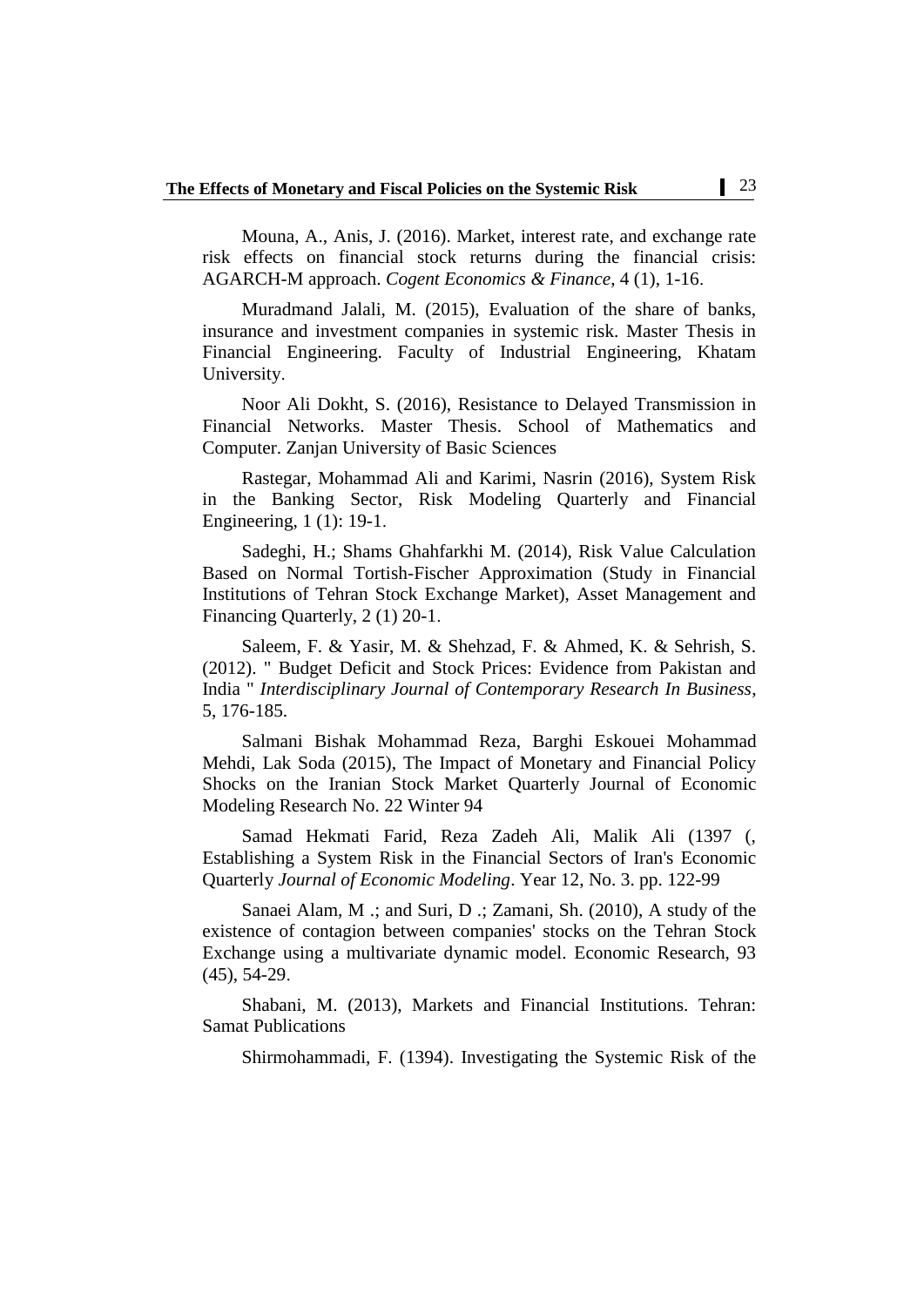Mouna, A., Anis, J. (2016). Market, interest rate, and exchange rate risk effects on financial stock returns during the financial crisis: AGARCH-M approach. *Cogent Economics & Finance*, 4 (1), 1-16.

Muradmand Jalali, M. (2015), Evaluation of the share of banks, insurance and investment companies in systemic risk. Master Thesis in Financial Engineering. Faculty of Industrial Engineering, Khatam University.

Noor Ali Dokht, S. (2016), Resistance to Delayed Transmission in Financial Networks. Master Thesis. School of Mathematics and Computer. Zanjan University of Basic Sciences

Rastegar, Mohammad Ali and Karimi, Nasrin (2016), System Risk in the Banking Sector, Risk Modeling Quarterly and Financial Engineering, 1 (1): 19-1.

Sadeghi, H.; Shams Ghahfarkhi M. (2014), Risk Value Calculation Based on Normal Tortish-Fischer Approximation (Study in Financial Institutions of Tehran Stock Exchange Market), Asset Management and Financing Quarterly, 2 (1) 20-1.

Saleem, F. & Yasir, M. & Shehzad, F. & Ahmed, K. & Sehrish, S. (2012). " Budget Deficit and Stock Prices: Evidence from Pakistan and India " *Interdisciplinary Journal of Contemporary Research In Business*, 5, 176-185.

Salmani Bishak Mohammad Reza, Barghi Eskouei Mohammad Mehdi, Lak Soda (2015), The Impact of Monetary and Financial Policy Shocks on the Iranian Stock Market Quarterly Journal of Economic Modeling Research No. 22 Winter 94

Samad Hekmati Farid, Reza Zadeh Ali, Malik Ali (1397 (, Establishing a System Risk in the Financial Sectors of Iran's Economic Quarterly *Journal of Economic Modeling*. Year 12, No. 3. pp. 122-99

Sanaei Alam, M .; and Suri, D .; Zamani, Sh. (2010), A study of the existence of contagion between companies' stocks on the Tehran Stock Exchange using a multivariate dynamic model. Economic Research, 93 (45), 54-29.

Shabani, M. (2013), Markets and Financial Institutions. Tehran: Samat Publications

Shirmohammadi, F. (1394). Investigating the Systemic Risk of the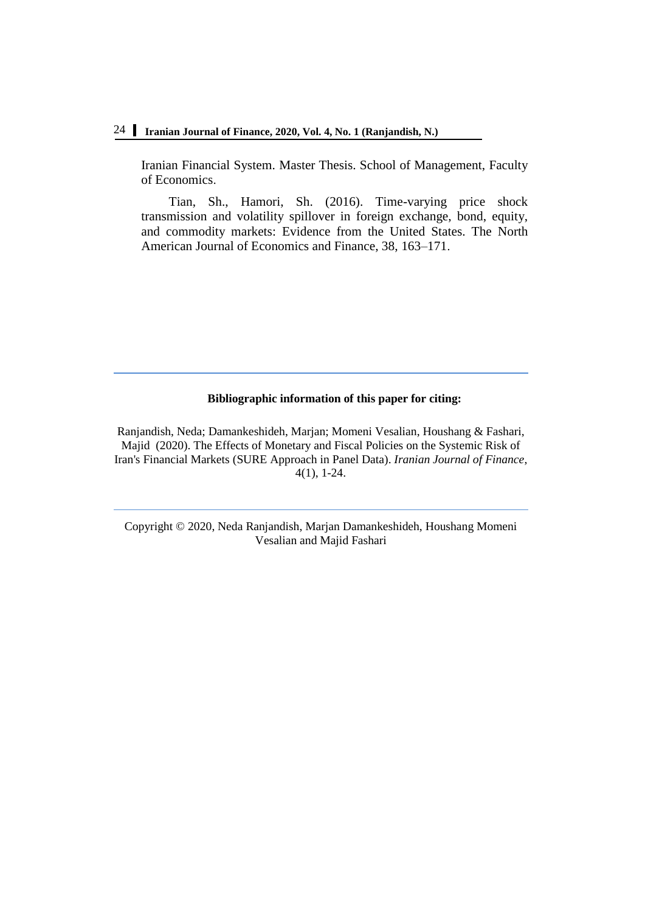Iranian Financial System. Master Thesis. School of Management, Faculty of Economics.

Tian, Sh., Hamori, Sh. (2016). Time-varying price shock transmission and volatility spillover in foreign exchange, bond, equity, and commodity markets: Evidence from the United States. The North American Journal of Economics and Finance, 38, 163–171.

---

**Bibliographic information of this paper for citing:**

Ranjandish, Neda; Damankeshideh, Marjan; Momeni Vesalian, Houshang & Fashari, Majid (2020). The Effects of Monetary and Fiscal Policies on the Systemic Risk of Iran's Financial Markets (SURE Approach in Panel Data). *Iranian Journal of Finance*, 4(1), 1-24.

---

Copyright © 2020, Neda Ranjandish, Marjan Damankeshideh, Houshang Momeni Vesalian and Majid Fashari